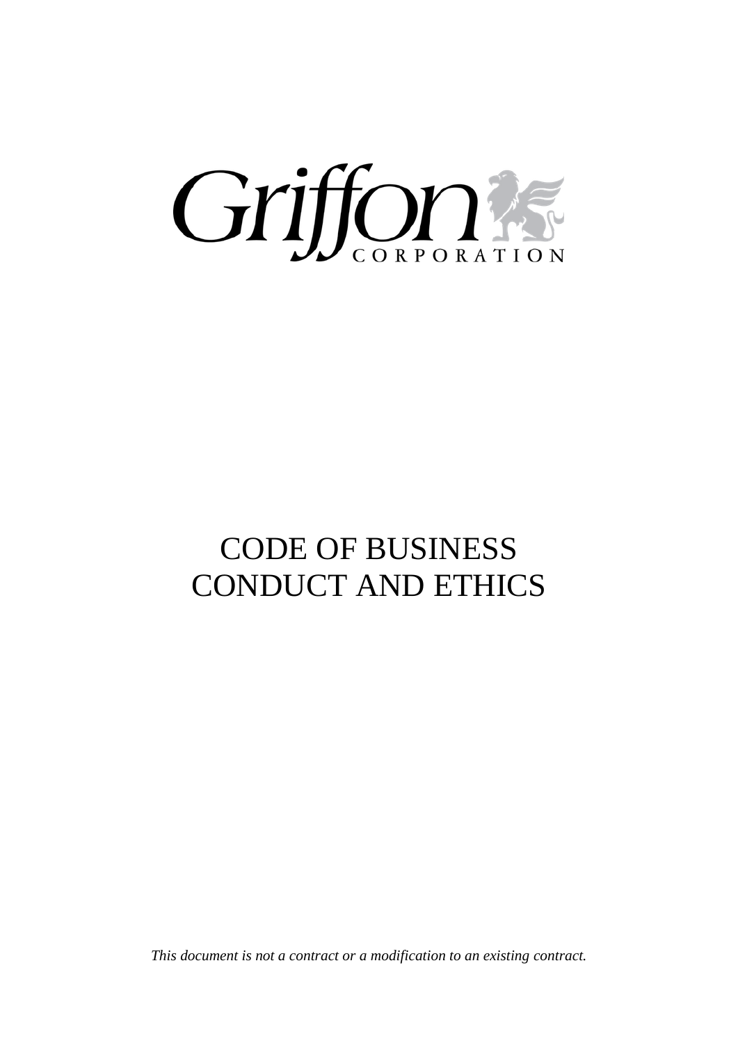Griffon CORPORATION

# CODE OF BUSINESS CONDUCT AND ETHICS

*This document is not a contract or a modification to an existing contract.*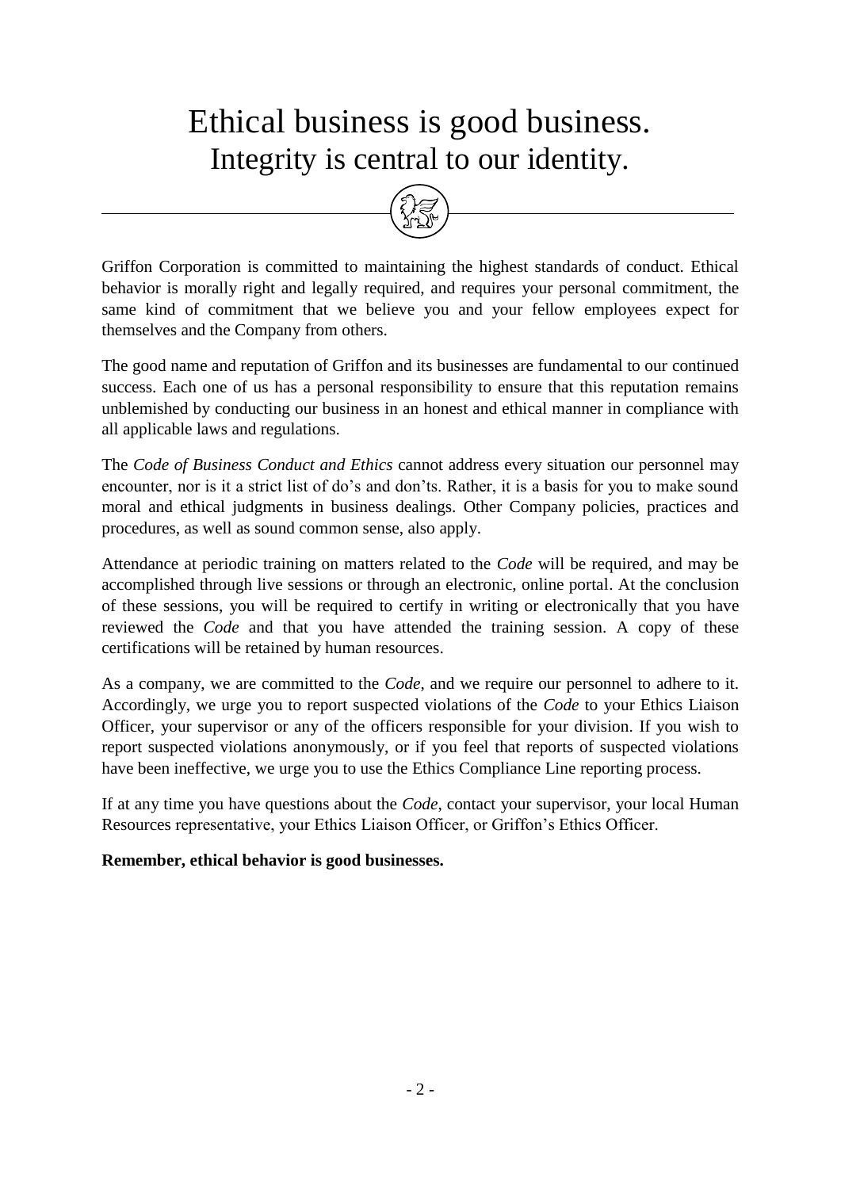# Ethical business is good business.
## Integrity is central to our identity.

Griffon Corporation is committed to maintaining the highest standards of conduct. Ethical behavior is morally right and legally required, and requires your personal commitment, the same kind of commitment that we believe you and your fellow employees expect for themselves and the Company from others.

The good name and reputation of Griffon and its businesses are fundamental to our continued success. Each one of us has a personal responsibility to ensure that this reputation remains unblemished by conducting our business in an honest and ethical manner in compliance with all applicable laws and regulations.

The *Code of Business Conduct and Ethics* cannot address every situation our personnel may encounter, nor is it a strict list of do's and don'ts. Rather, it is a basis for you to make sound moral and ethical judgments in business dealings. Other Company policies, practices and procedures, as well as sound common sense, also apply.

Attendance at periodic training on matters related to the *Code* will be required, and may be accomplished through live sessions or through an electronic, online portal. At the conclusion of these sessions, you will be required to certify in writing or electronically that you have reviewed the *Code* and that you have attended the training session. A copy of these certifications will be retained by human resources.

As a company, we are committed to the *Code*, and we require our personnel to adhere to it. Accordingly, we urge you to report suspected violations of the *Code* to your Ethics Liaison Officer, your supervisor or any of the officers responsible for your division. If you wish to report suspected violations anonymously, or if you feel that reports of suspected violations have been ineffective, we urge you to use the Ethics Compliance Line reporting process.

If at any time you have questions about the *Code*, contact your supervisor, your local Human Resources representative, your Ethics Liaison Officer, or Griffon's Ethics Officer.

**Remember, ethical behavior is good businesses.**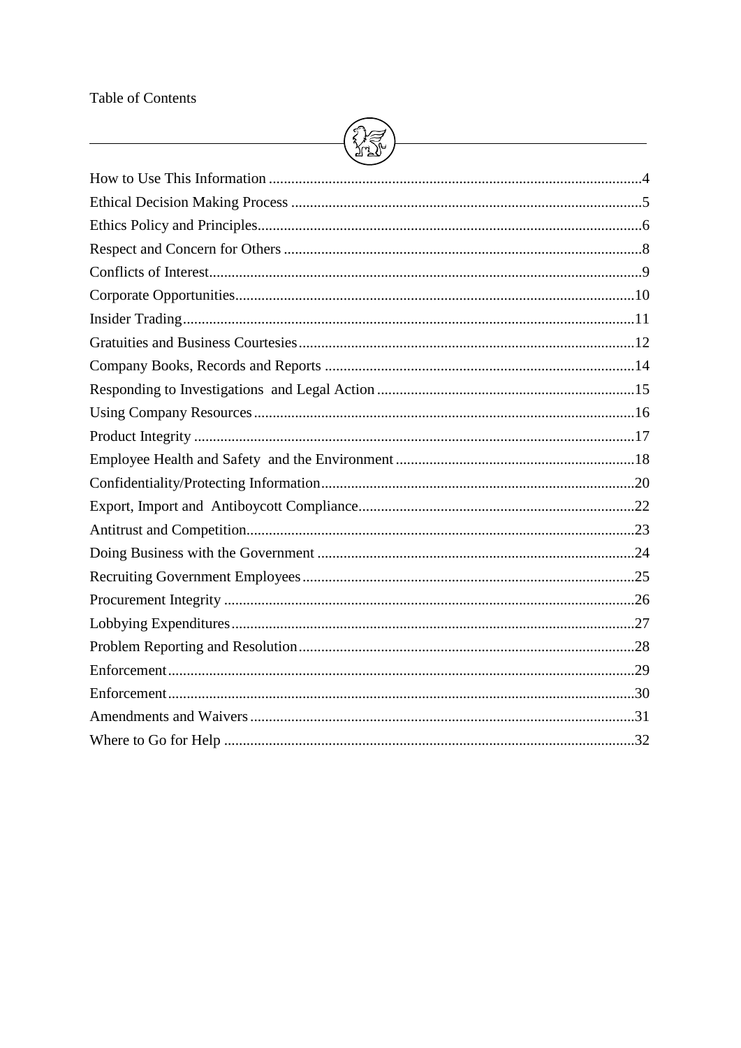Table of Contents

How to Use This Information ....................................................................................................4
Ethical Decision Making Process ..............................................................................................5
Ethics Policy and Principles.......................................................................................................6
Respect and Concern for Others ................................................................................................8
Conflicts of Interest....................................................................................................................9
Corporate Opportunities...........................................................................................................10
Insider Trading.........................................................................................................................11
Gratuities and Business Courtesies..........................................................................................12
Company Books, Records and Reports ...................................................................................14
Responding to Investigations and Legal Action .....................................................................15
Using Company Resources......................................................................................................16
Product Integrity ......................................................................................................................17
Employee Health and Safety and the Environment ................................................................18
Confidentiality/Protecting Information....................................................................................20
Export, Import and Antiboycott Compliance...........................................................................22
Antitrust and Competition.......................................................................................................23
Doing Business with the Government .....................................................................................24
Recruiting Government Employees.........................................................................................25
Procurement Integrity ..............................................................................................................26
Lobbying Expenditures............................................................................................................27
Problem Reporting and Resolution..........................................................................................28
Enforcement.............................................................................................................................29
Enforcement.............................................................................................................................30
Amendments and Waivers.......................................................................................................31
Where to Go for Help ..............................................................................................................32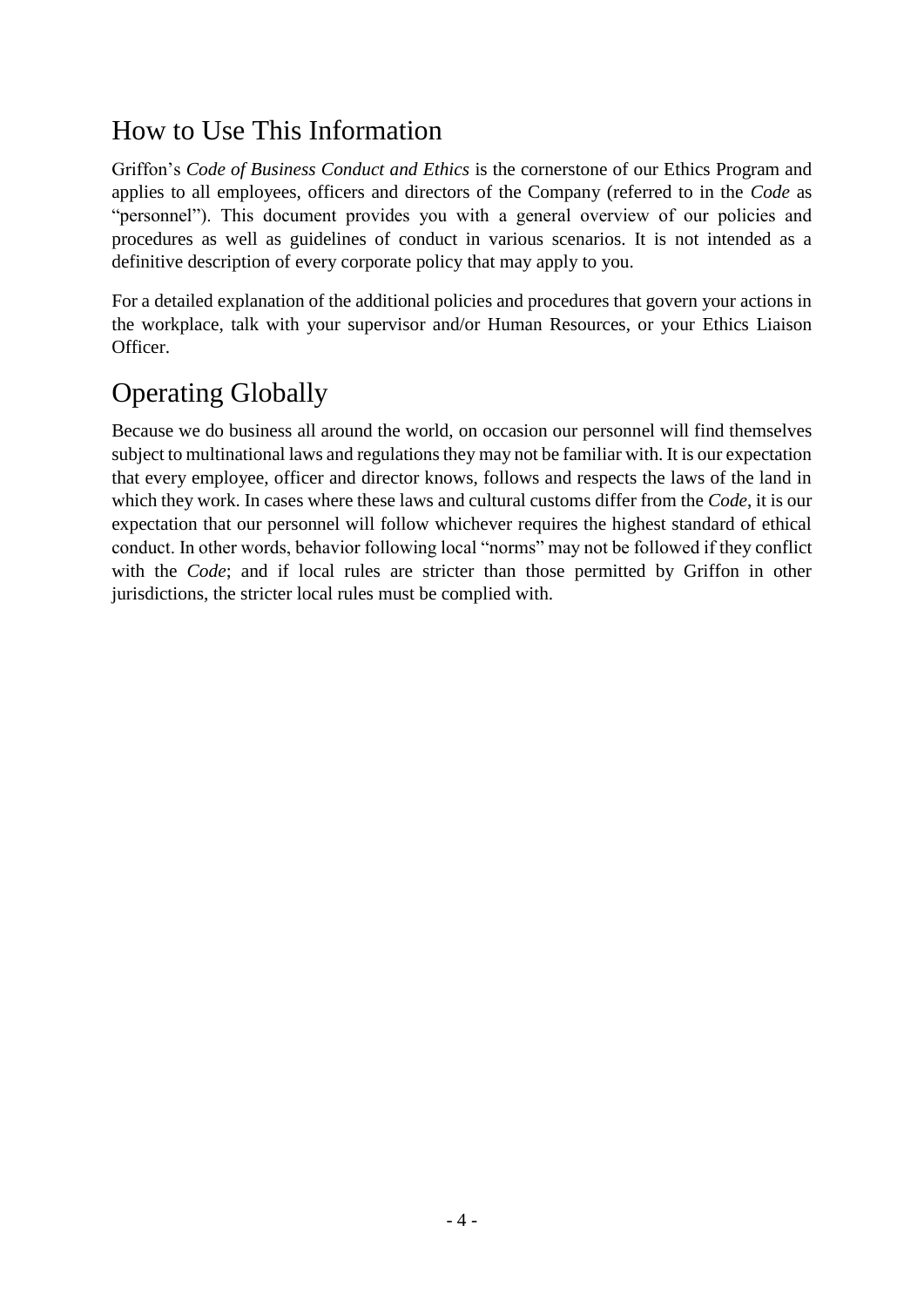## How to Use This Information

Griffon's *Code of Business Conduct and Ethics* is the cornerstone of our Ethics Program and applies to all employees, officers and directors of the Company (referred to in the *Code* as "personnel"). This document provides you with a general overview of our policies and procedures as well as guidelines of conduct in various scenarios. It is not intended as a definitive description of every corporate policy that may apply to you.

For a detailed explanation of the additional policies and procedures that govern your actions in the workplace, talk with your supervisor and/or Human Resources, or your Ethics Liaison Officer.

## Operating Globally

Because we do business all around the world, on occasion our personnel will find themselves subject to multinational laws and regulations they may not be familiar with. It is our expectation that every employee, officer and director knows, follows and respects the laws of the land in which they work. In cases where these laws and cultural customs differ from the *Code*, it is our expectation that our personnel will follow whichever requires the highest standard of ethical conduct. In other words, behavior following local "norms" may not be followed if they conflict with the *Code*; and if local rules are stricter than those permitted by Griffon in other jurisdictions, the stricter local rules must be complied with.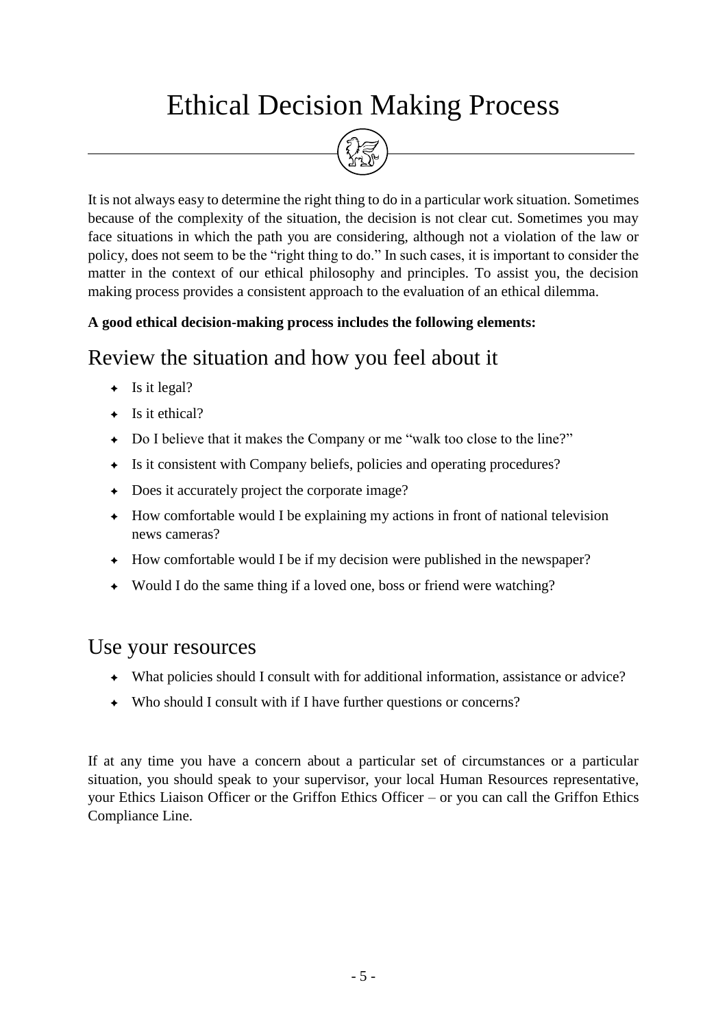# Ethical Decision Making Process

It is not always easy to determine the right thing to do in a particular work situation. Sometimes because of the complexity of the situation, the decision is not clear cut. Sometimes you may face situations in which the path you are considering, although not a violation of the law or policy, does not seem to be the "right thing to do." In such cases, it is important to consider the matter in the context of our ethical philosophy and principles. To assist you, the decision making process provides a consistent approach to the evaluation of an ethical dilemma.

**A good ethical decision-making process includes the following elements:**

## Review the situation and how you feel about it

- Is it legal?
- Is it ethical?
- Do I believe that it makes the Company or me "walk too close to the line?"
- Is it consistent with Company beliefs, policies and operating procedures?
- Does it accurately project the corporate image?
- How comfortable would I be explaining my actions in front of national television news cameras?
- How comfortable would I be if my decision were published in the newspaper?
- Would I do the same thing if a loved one, boss or friend were watching?

## Use your resources

- What policies should I consult with for additional information, assistance or advice?
- Who should I consult with if I have further questions or concerns?

If at any time you have a concern about a particular set of circumstances or a particular situation, you should speak to your supervisor, your local Human Resources representative, your Ethics Liaison Officer or the Griffon Ethics Officer – or you can call the Griffon Ethics Compliance Line.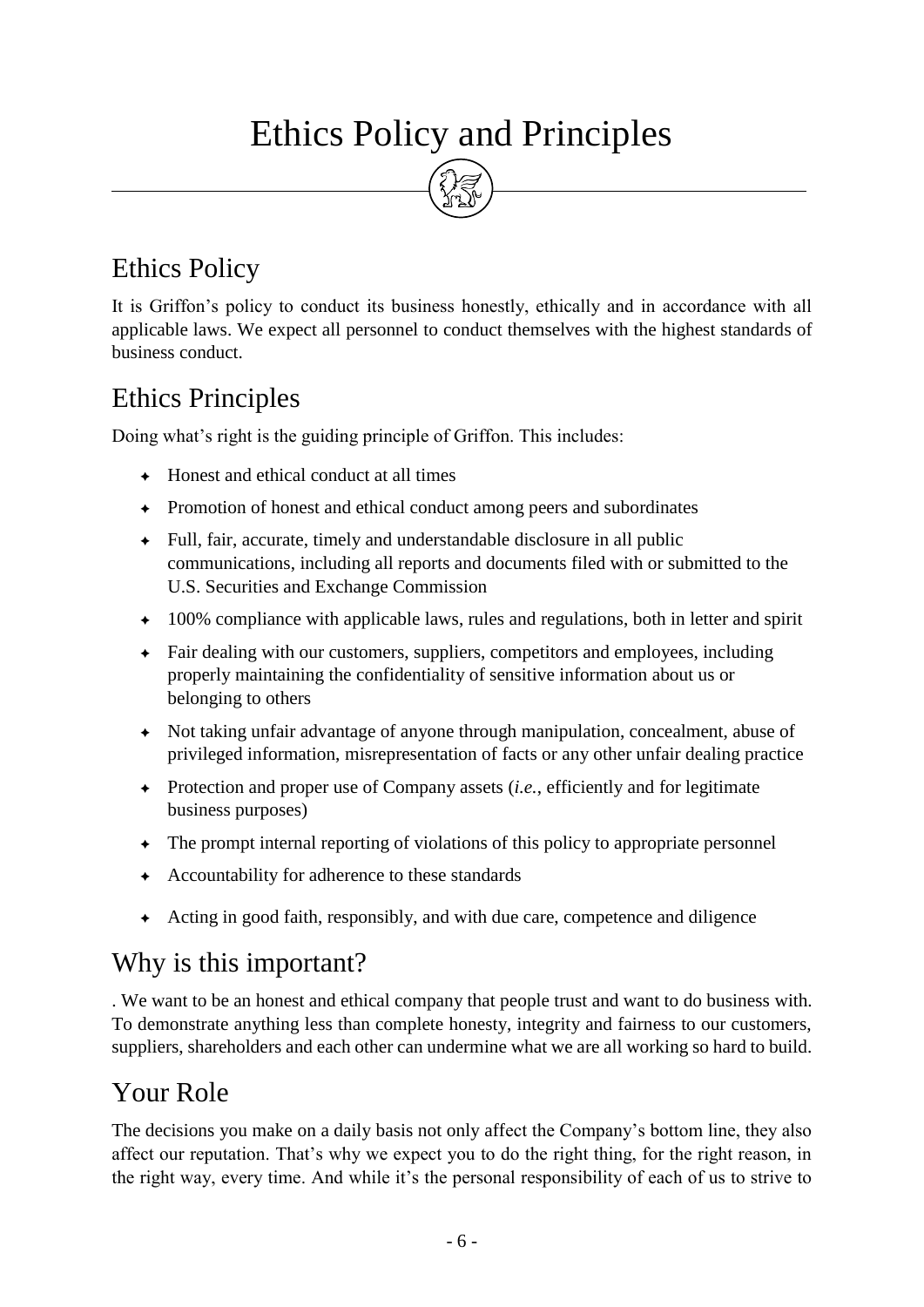# Ethics Policy and Principles

## Ethics Policy

It is Griffon's policy to conduct its business honestly, ethically and in accordance with all applicable laws. We expect all personnel to conduct themselves with the highest standards of business conduct.

## Ethics Principles

Doing what's right is the guiding principle of Griffon. This includes:

- Honest and ethical conduct at all times
- Promotion of honest and ethical conduct among peers and subordinates
- Full, fair, accurate, timely and understandable disclosure in all public communications, including all reports and documents filed with or submitted to the U.S. Securities and Exchange Commission
- 100% compliance with applicable laws, rules and regulations, both in letter and spirit
- Fair dealing with our customers, suppliers, competitors and employees, including properly maintaining the confidentiality of sensitive information about us or belonging to others
- Not taking unfair advantage of anyone through manipulation, concealment, abuse of privileged information, misrepresentation of facts or any other unfair dealing practice
- Protection and proper use of Company assets (*i.e.*, efficiently and for legitimate business purposes)
- The prompt internal reporting of violations of this policy to appropriate personnel
- Accountability for adherence to these standards
- Acting in good faith, responsibly, and with due care, competence and diligence

## Why is this important?

. We want to be an honest and ethical company that people trust and want to do business with. To demonstrate anything less than complete honesty, integrity and fairness to our customers, suppliers, shareholders and each other can undermine what we are all working so hard to build.

## Your Role

The decisions you make on a daily basis not only affect the Company's bottom line, they also affect our reputation. That's why we expect you to do the right thing, for the right reason, in the right way, every time. And while it's the personal responsibility of each of us to strive to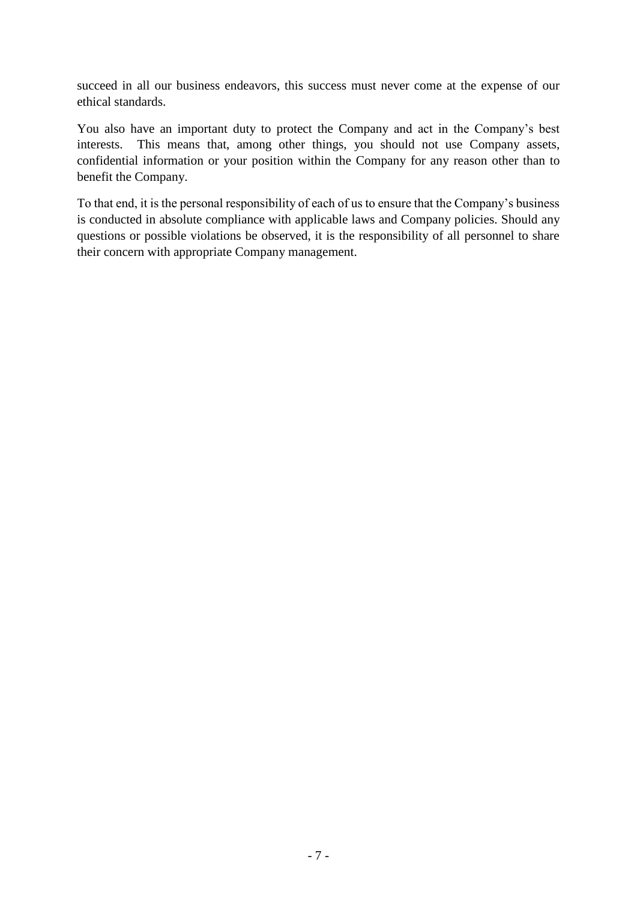succeed in all our business endeavors, this success must never come at the expense of our ethical standards.

You also have an important duty to protect the Company and act in the Company's best interests. This means that, among other things, you should not use Company assets, confidential information or your position within the Company for any reason other than to benefit the Company.

To that end, it is the personal responsibility of each of us to ensure that the Company's business is conducted in absolute compliance with applicable laws and Company policies. Should any questions or possible violations be observed, it is the responsibility of all personnel to share their concern with appropriate Company management.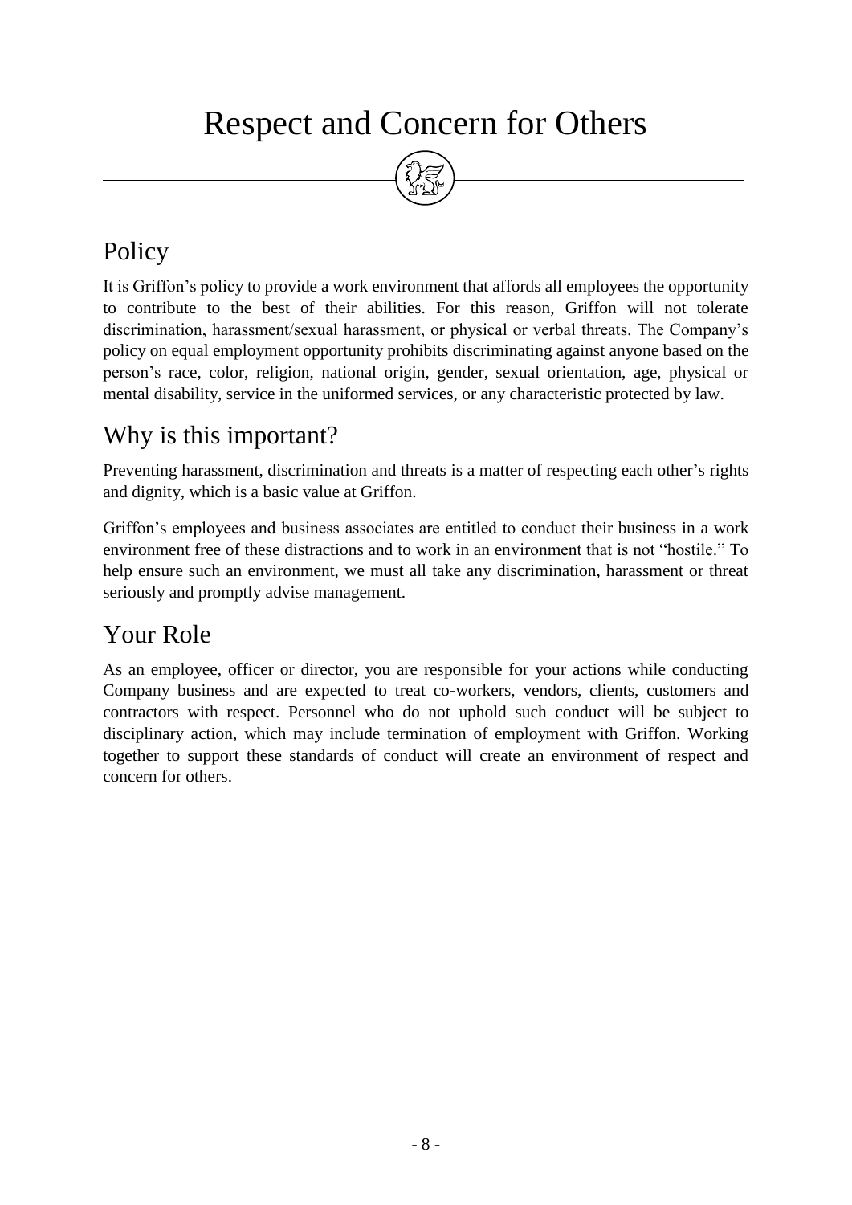# Respect and Concern for Others

## Policy

It is Griffon's policy to provide a work environment that affords all employees the opportunity to contribute to the best of their abilities. For this reason, Griffon will not tolerate discrimination, harassment/sexual harassment, or physical or verbal threats. The Company's policy on equal employment opportunity prohibits discriminating against anyone based on the person's race, color, religion, national origin, gender, sexual orientation, age, physical or mental disability, service in the uniformed services, or any characteristic protected by law.

## Why is this important?

Preventing harassment, discrimination and threats is a matter of respecting each other's rights and dignity, which is a basic value at Griffon.

Griffon's employees and business associates are entitled to conduct their business in a work environment free of these distractions and to work in an environment that is not "hostile." To help ensure such an environment, we must all take any discrimination, harassment or threat seriously and promptly advise management.

## Your Role

As an employee, officer or director, you are responsible for your actions while conducting Company business and are expected to treat co-workers, vendors, clients, customers and contractors with respect. Personnel who do not uphold such conduct will be subject to disciplinary action, which may include termination of employment with Griffon. Working together to support these standards of conduct will create an environment of respect and concern for others.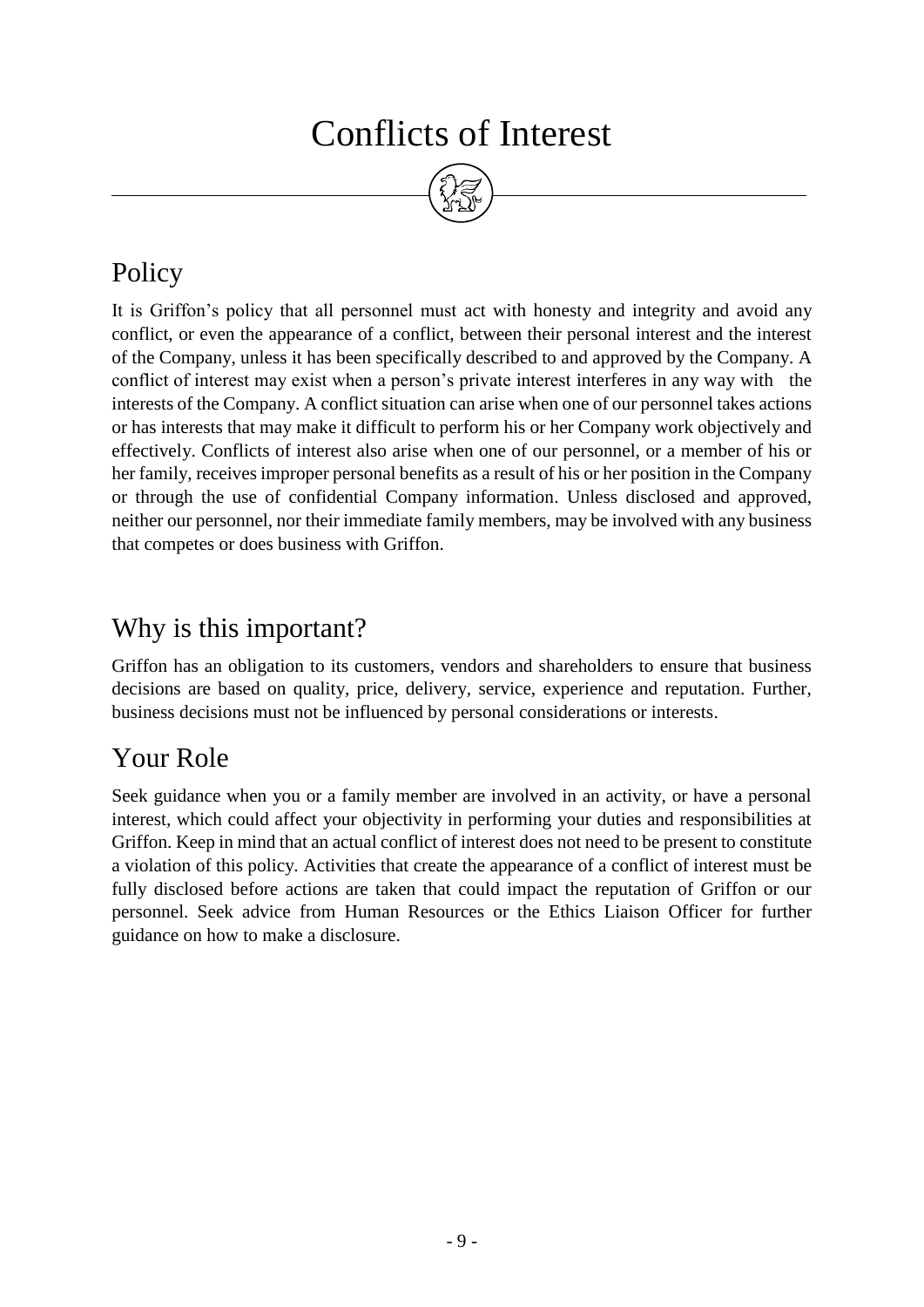# Conflicts of Interest

## Policy

It is Griffon's policy that all personnel must act with honesty and integrity and avoid any conflict, or even the appearance of a conflict, between their personal interest and the interest of the Company, unless it has been specifically described to and approved by the Company. A conflict of interest may exist when a person's private interest interferes in any way with the interests of the Company. A conflict situation can arise when one of our personnel takes actions or has interests that may make it difficult to perform his or her Company work objectively and effectively. Conflicts of interest also arise when one of our personnel, or a member of his or her family, receives improper personal benefits as a result of his or her position in the Company or through the use of confidential Company information. Unless disclosed and approved, neither our personnel, nor their immediate family members, may be involved with any business that competes or does business with Griffon.

## Why is this important?

Griffon has an obligation to its customers, vendors and shareholders to ensure that business decisions are based on quality, price, delivery, service, experience and reputation. Further, business decisions must not be influenced by personal considerations or interests.

## Your Role

Seek guidance when you or a family member are involved in an activity, or have a personal interest, which could affect your objectivity in performing your duties and responsibilities at Griffon. Keep in mind that an actual conflict of interest does not need to be present to constitute a violation of this policy. Activities that create the appearance of a conflict of interest must be fully disclosed before actions are taken that could impact the reputation of Griffon or our personnel. Seek advice from Human Resources or the Ethics Liaison Officer for further guidance on how to make a disclosure.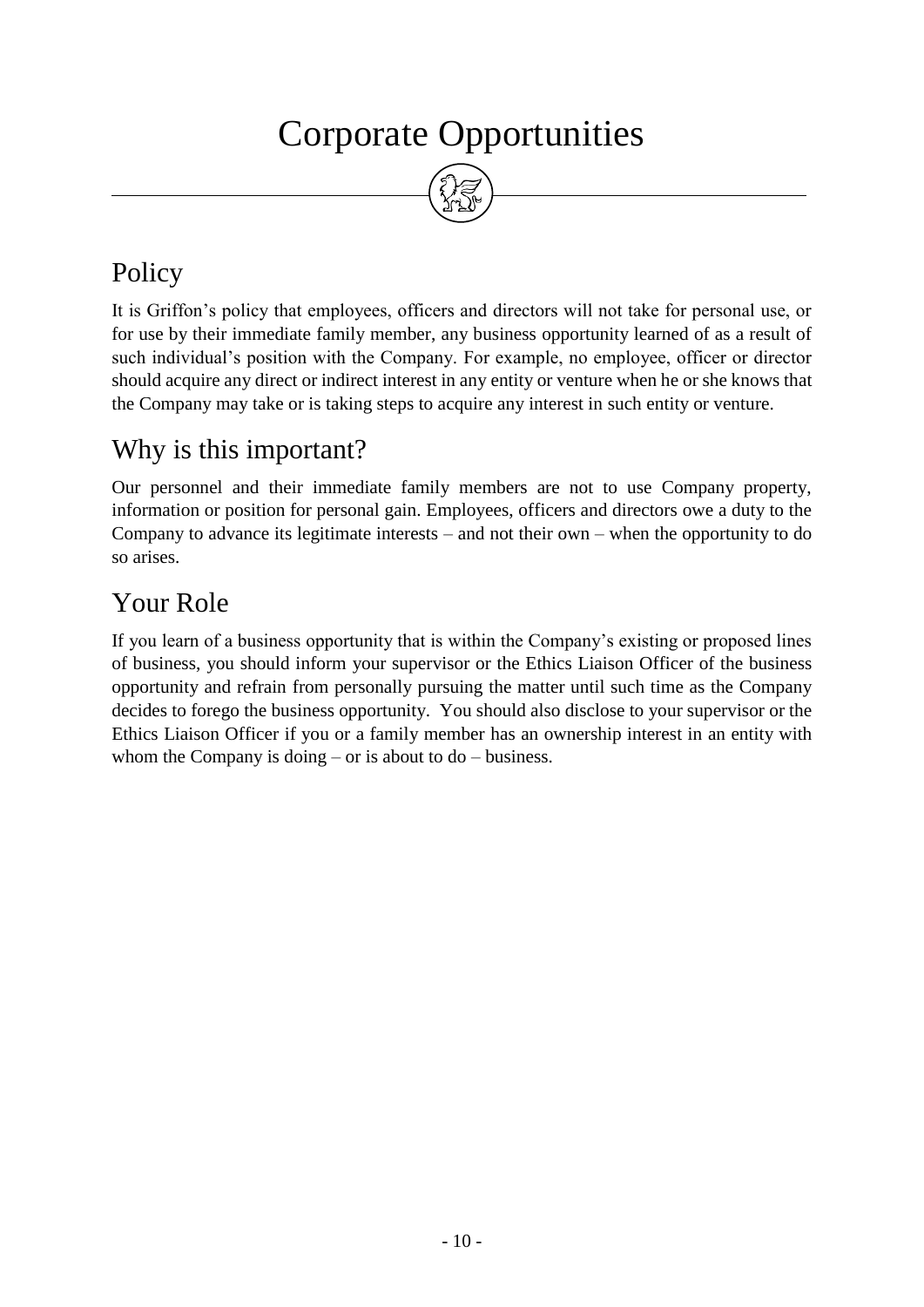# Corporate Opportunities

## Policy

It is Griffon's policy that employees, officers and directors will not take for personal use, or for use by their immediate family member, any business opportunity learned of as a result of such individual's position with the Company. For example, no employee, officer or director should acquire any direct or indirect interest in any entity or venture when he or she knows that the Company may take or is taking steps to acquire any interest in such entity or venture.

## Why is this important?

Our personnel and their immediate family members are not to use Company property, information or position for personal gain. Employees, officers and directors owe a duty to the Company to advance its legitimate interests – and not their own – when the opportunity to do so arises.

## Your Role

If you learn of a business opportunity that is within the Company's existing or proposed lines of business, you should inform your supervisor or the Ethics Liaison Officer of the business opportunity and refrain from personally pursuing the matter until such time as the Company decides to forego the business opportunity. You should also disclose to your supervisor or the Ethics Liaison Officer if you or a family member has an ownership interest in an entity with whom the Company is doing – or is about to do – business.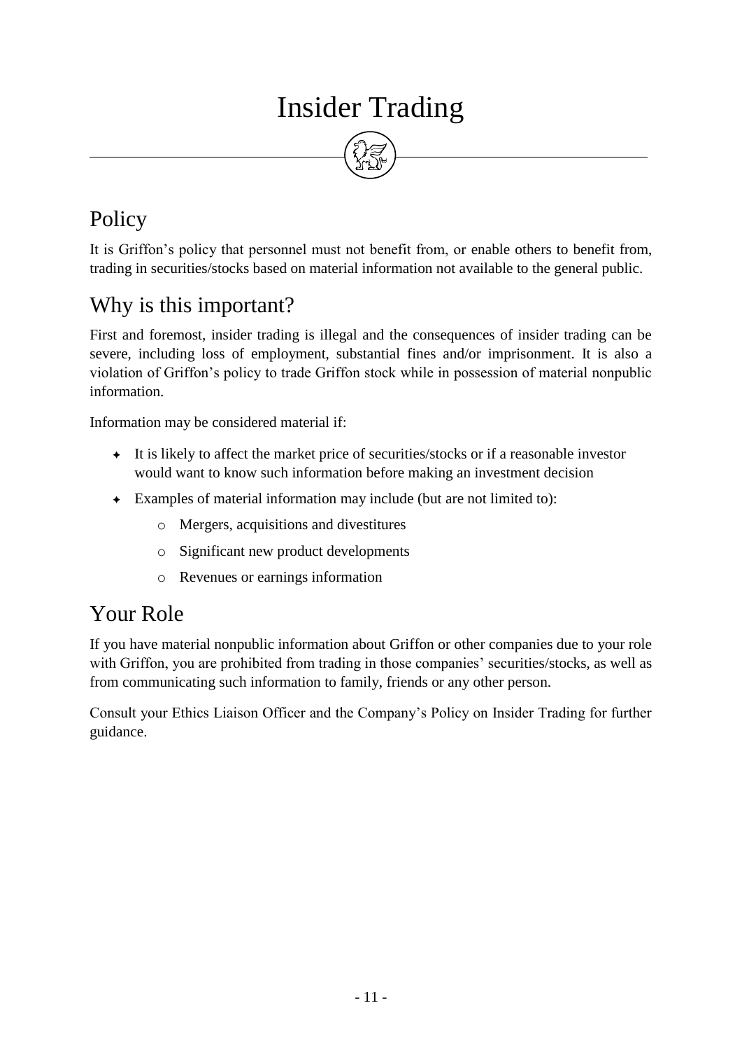# Insider Trading

## Policy

It is Griffon's policy that personnel must not benefit from, or enable others to benefit from, trading in securities/stocks based on material information not available to the general public.

## Why is this important?

First and foremost, insider trading is illegal and the consequences of insider trading can be severe, including loss of employment, substantial fines and/or imprisonment. It is also a violation of Griffon's policy to trade Griffon stock while in possession of material nonpublic information.

Information may be considered material if:

- It is likely to affect the market price of securities/stocks or if a reasonable investor would want to know such information before making an investment decision
- Examples of material information may include (but are not limited to):
    - Mergers, acquisitions and divestitures
    - Significant new product developments
    - Revenues or earnings information

## Your Role

If you have material nonpublic information about Griffon or other companies due to your role with Griffon, you are prohibited from trading in those companies' securities/stocks, as well as from communicating such information to family, friends or any other person.

Consult your Ethics Liaison Officer and the Company's Policy on Insider Trading for further guidance.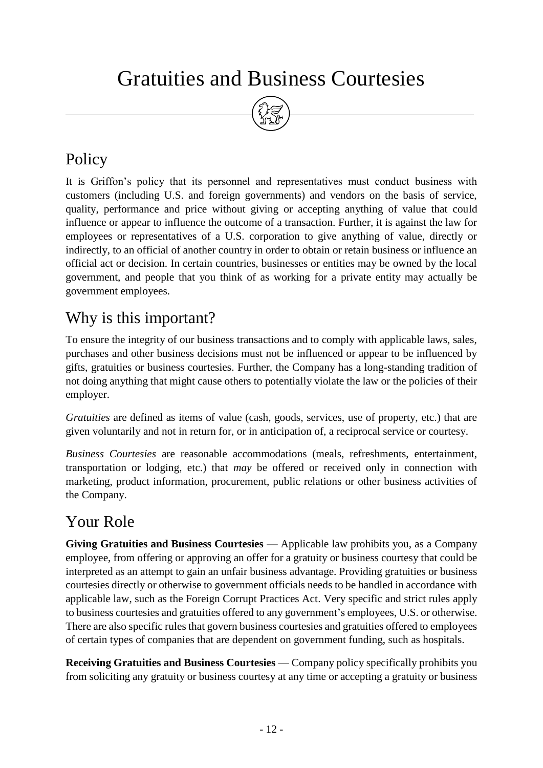# Gratuities and Business Courtesies

## Policy

It is Griffon's policy that its personnel and representatives must conduct business with customers (including U.S. and foreign governments) and vendors on the basis of service, quality, performance and price without giving or accepting anything of value that could influence or appear to influence the outcome of a transaction. Further, it is against the law for employees or representatives of a U.S. corporation to give anything of value, directly or indirectly, to an official of another country in order to obtain or retain business or influence an official act or decision. In certain countries, businesses or entities may be owned by the local government, and people that you think of as working for a private entity may actually be government employees.

## Why is this important?

To ensure the integrity of our business transactions and to comply with applicable laws, sales, purchases and other business decisions must not be influenced or appear to be influenced by gifts, gratuities or business courtesies. Further, the Company has a long-standing tradition of not doing anything that might cause others to potentially violate the law or the policies of their employer.

*Gratuities* are defined as items of value (cash, goods, services, use of property, etc.) that are given voluntarily and not in return for, or in anticipation of, a reciprocal service or courtesy.

*Business Courtesies* are reasonable accommodations (meals, refreshments, entertainment, transportation or lodging, etc.) that *may* be offered or received only in connection with marketing, product information, procurement, public relations or other business activities of the Company.

## Your Role

**Giving Gratuities and Business Courtesies** — Applicable law prohibits you, as a Company employee, from offering or approving an offer for a gratuity or business courtesy that could be interpreted as an attempt to gain an unfair business advantage. Providing gratuities or business courtesies directly or otherwise to government officials needs to be handled in accordance with applicable law, such as the Foreign Corrupt Practices Act. Very specific and strict rules apply to business courtesies and gratuities offered to any government's employees, U.S. or otherwise. There are also specific rules that govern business courtesies and gratuities offered to employees of certain types of companies that are dependent on government funding, such as hospitals.

**Receiving Gratuities and Business Courtesies** — Company policy specifically prohibits you from soliciting any gratuity or business courtesy at any time or accepting a gratuity or business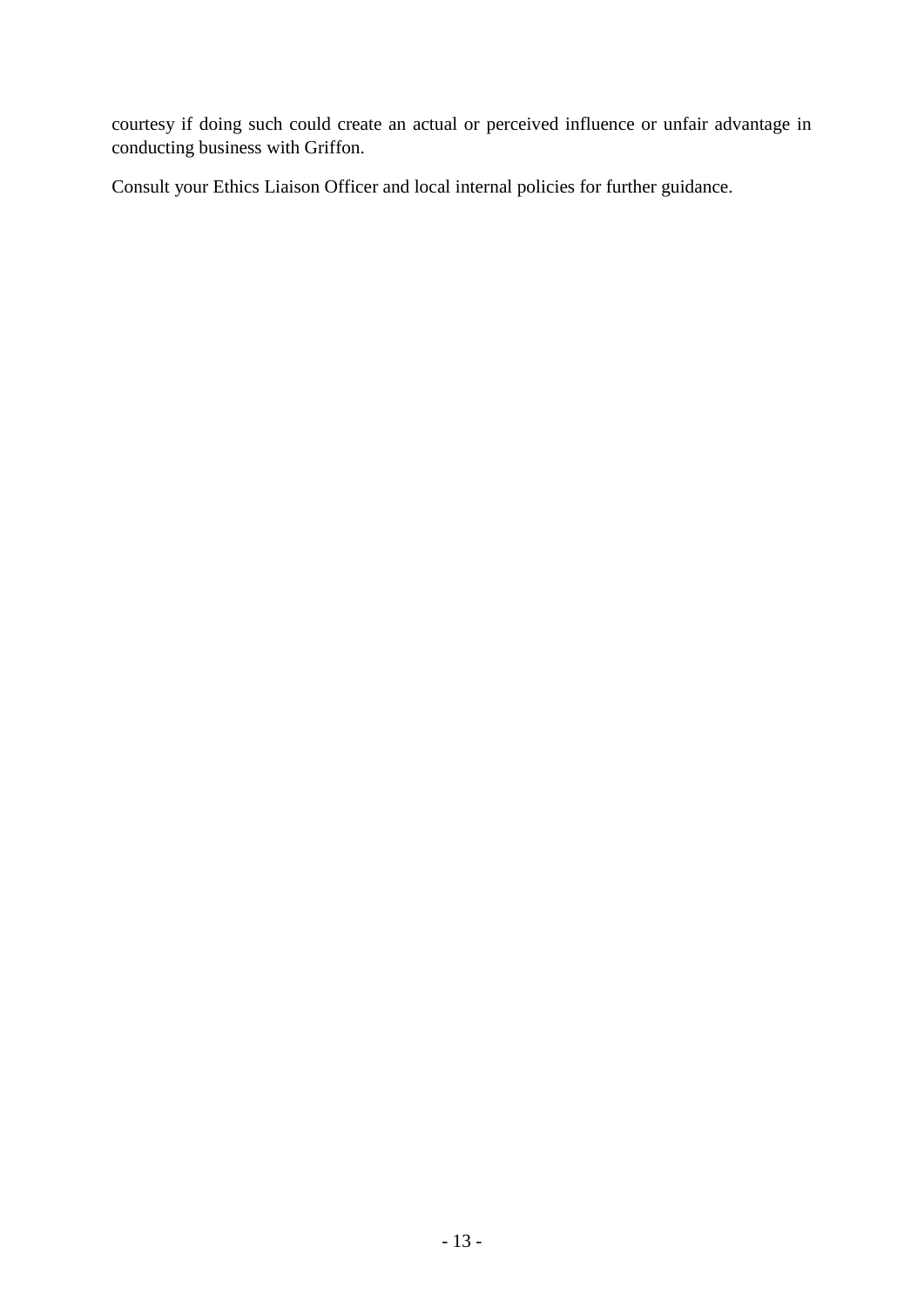courtesy if doing such could create an actual or perceived influence or unfair advantage in conducting business with Griffon.

Consult your Ethics Liaison Officer and local internal policies for further guidance.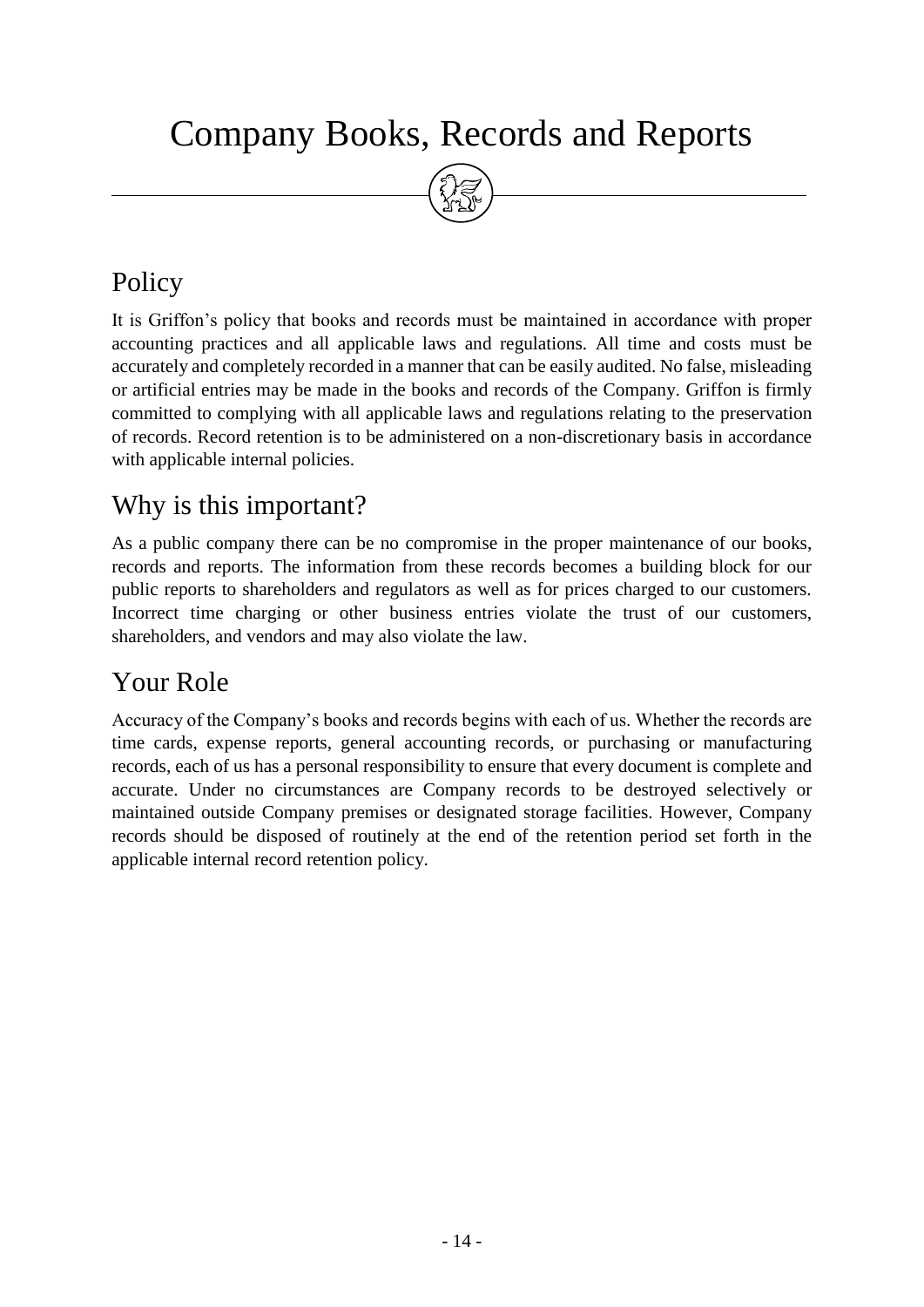# Company Books, Records and Reports

## Policy

It is Griffon's policy that books and records must be maintained in accordance with proper accounting practices and all applicable laws and regulations. All time and costs must be accurately and completely recorded in a manner that can be easily audited. No false, misleading or artificial entries may be made in the books and records of the Company. Griffon is firmly committed to complying with all applicable laws and regulations relating to the preservation of records. Record retention is to be administered on a non-discretionary basis in accordance with applicable internal policies.

## Why is this important?

As a public company there can be no compromise in the proper maintenance of our books, records and reports. The information from these records becomes a building block for our public reports to shareholders and regulators as well as for prices charged to our customers. Incorrect time charging or other business entries violate the trust of our customers, shareholders, and vendors and may also violate the law.

## Your Role

Accuracy of the Company's books and records begins with each of us. Whether the records are time cards, expense reports, general accounting records, or purchasing or manufacturing records, each of us has a personal responsibility to ensure that every document is complete and accurate. Under no circumstances are Company records to be destroyed selectively or maintained outside Company premises or designated storage facilities. However, Company records should be disposed of routinely at the end of the retention period set forth in the applicable internal record retention policy.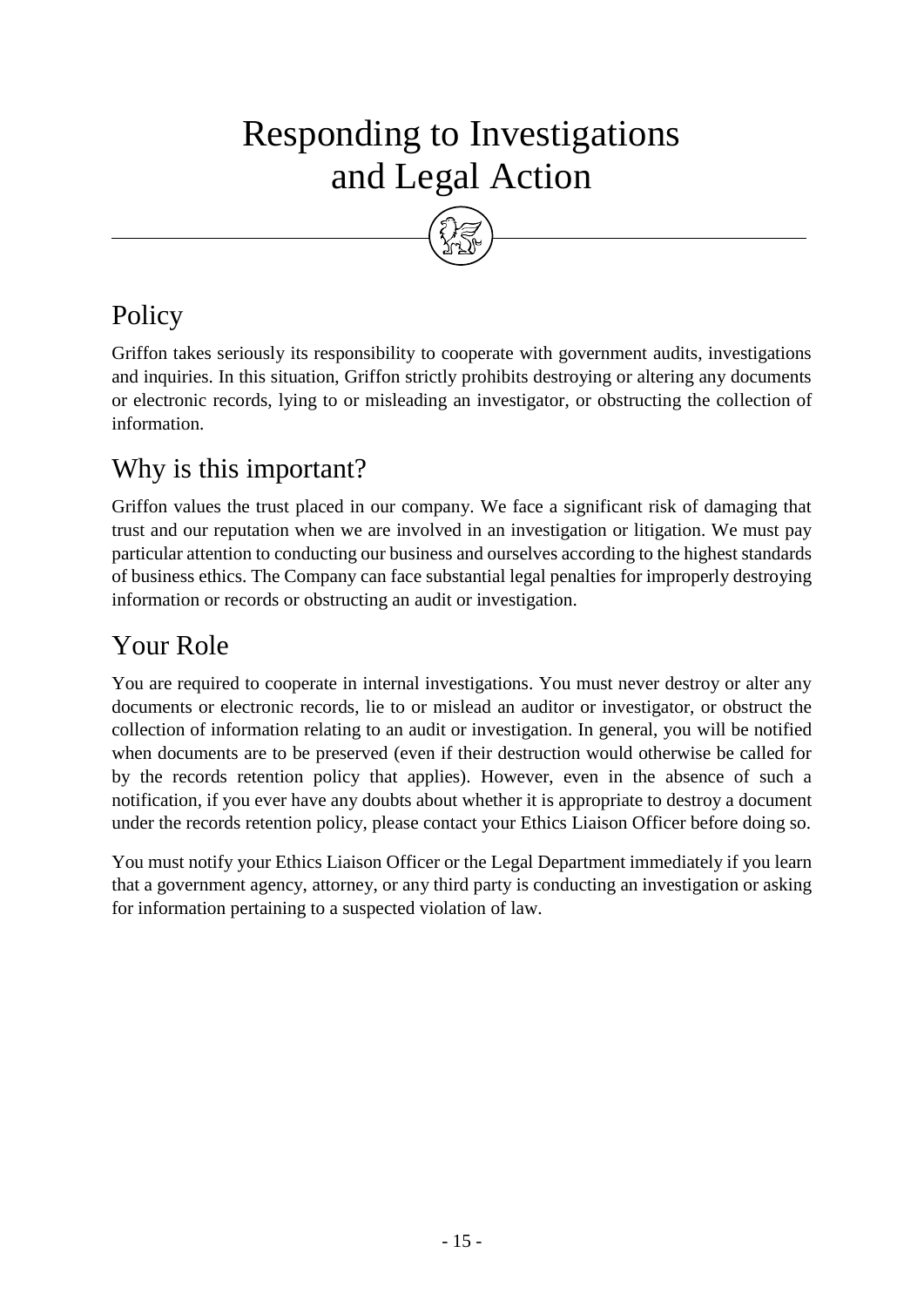# Responding to Investigations and Legal Action

## Policy

Griffon takes seriously its responsibility to cooperate with government audits, investigations and inquiries. In this situation, Griffon strictly prohibits destroying or altering any documents or electronic records, lying to or misleading an investigator, or obstructing the collection of information.

## Why is this important?

Griffon values the trust placed in our company. We face a significant risk of damaging that trust and our reputation when we are involved in an investigation or litigation. We must pay particular attention to conducting our business and ourselves according to the highest standards of business ethics. The Company can face substantial legal penalties for improperly destroying information or records or obstructing an audit or investigation.

## Your Role

You are required to cooperate in internal investigations. You must never destroy or alter any documents or electronic records, lie to or mislead an auditor or investigator, or obstruct the collection of information relating to an audit or investigation. In general, you will be notified when documents are to be preserved (even if their destruction would otherwise be called for by the records retention policy that applies). However, even in the absence of such a notification, if you ever have any doubts about whether it is appropriate to destroy a document under the records retention policy, please contact your Ethics Liaison Officer before doing so.

You must notify your Ethics Liaison Officer or the Legal Department immediately if you learn that a government agency, attorney, or any third party is conducting an investigation or asking for information pertaining to a suspected violation of law.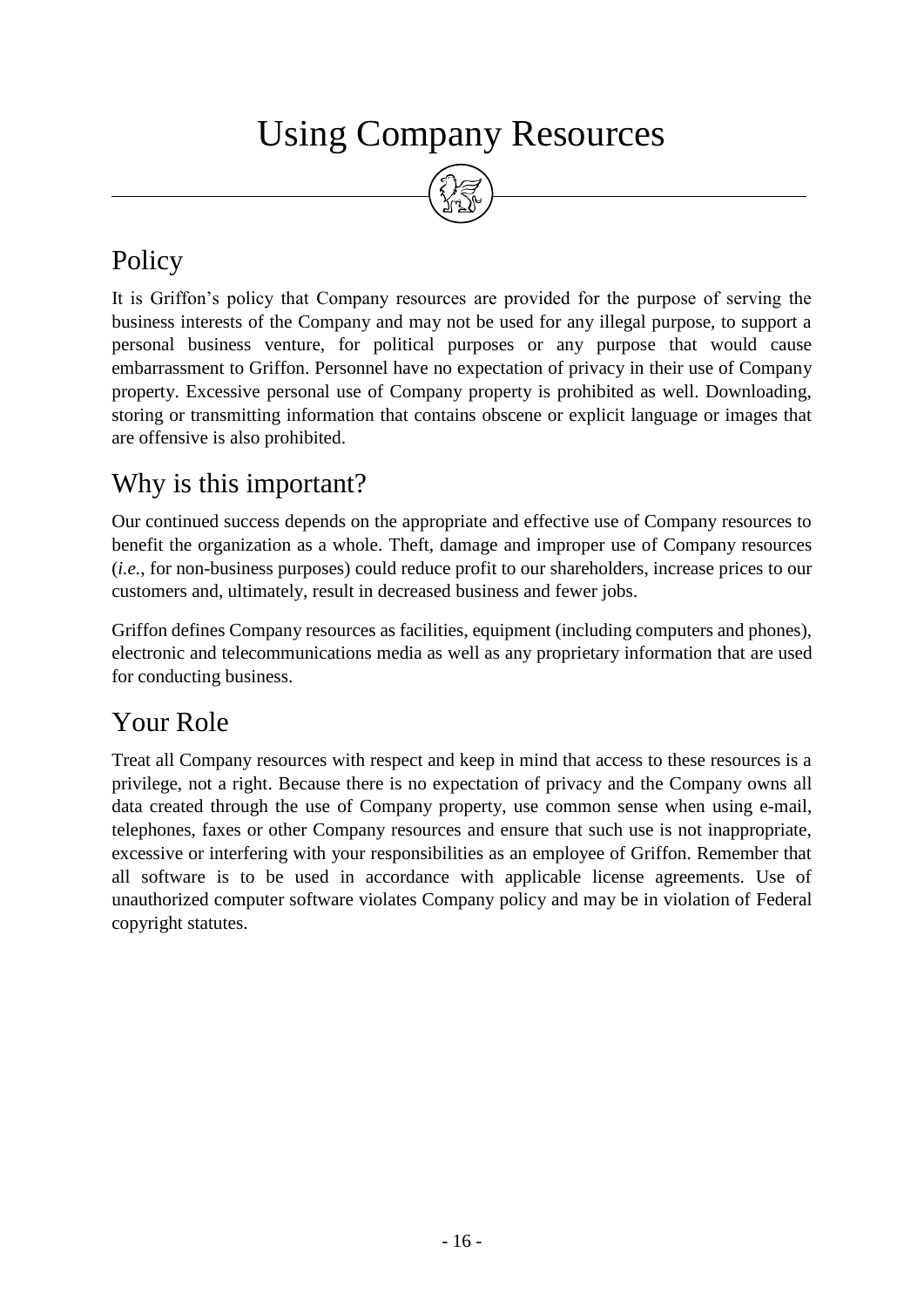# Using Company Resources

## Policy

It is Griffon's policy that Company resources are provided for the purpose of serving the business interests of the Company and may not be used for any illegal purpose, to support a personal business venture, for political purposes or any purpose that would cause embarrassment to Griffon. Personnel have no expectation of privacy in their use of Company property. Excessive personal use of Company property is prohibited as well. Downloading, storing or transmitting information that contains obscene or explicit language or images that are offensive is also prohibited.

## Why is this important?

Our continued success depends on the appropriate and effective use of Company resources to benefit the organization as a whole. Theft, damage and improper use of Company resources (*i.e.*, for non-business purposes) could reduce profit to our shareholders, increase prices to our customers and, ultimately, result in decreased business and fewer jobs.

Griffon defines Company resources as facilities, equipment (including computers and phones), electronic and telecommunications media as well as any proprietary information that are used for conducting business.

## Your Role

Treat all Company resources with respect and keep in mind that access to these resources is a privilege, not a right. Because there is no expectation of privacy and the Company owns all data created through the use of Company property, use common sense when using e-mail, telephones, faxes or other Company resources and ensure that such use is not inappropriate, excessive or interfering with your responsibilities as an employee of Griffon. Remember that all software is to be used in accordance with applicable license agreements. Use of unauthorized computer software violates Company policy and may be in violation of Federal copyright statutes.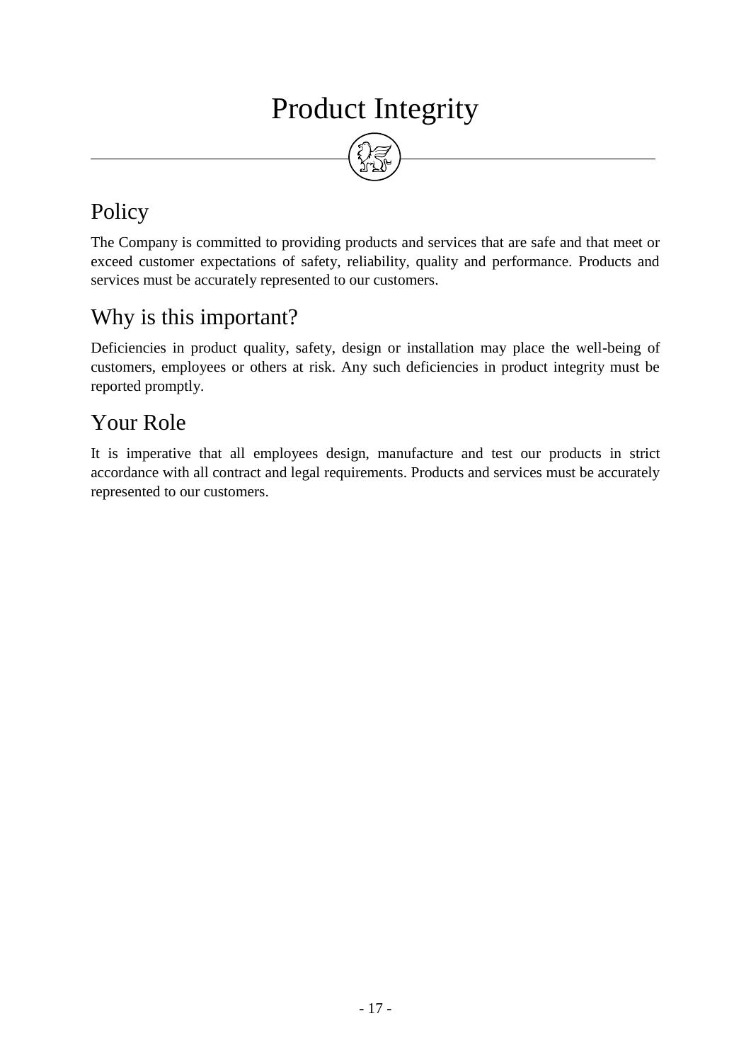# Product Integrity

## Policy

The Company is committed to providing products and services that are safe and that meet or exceed customer expectations of safety, reliability, quality and performance. Products and services must be accurately represented to our customers.

## Why is this important?

Deficiencies in product quality, safety, design or installation may place the well-being of customers, employees or others at risk. Any such deficiencies in product integrity must be reported promptly.

## Your Role

It is imperative that all employees design, manufacture and test our products in strict accordance with all contract and legal requirements. Products and services must be accurately represented to our customers.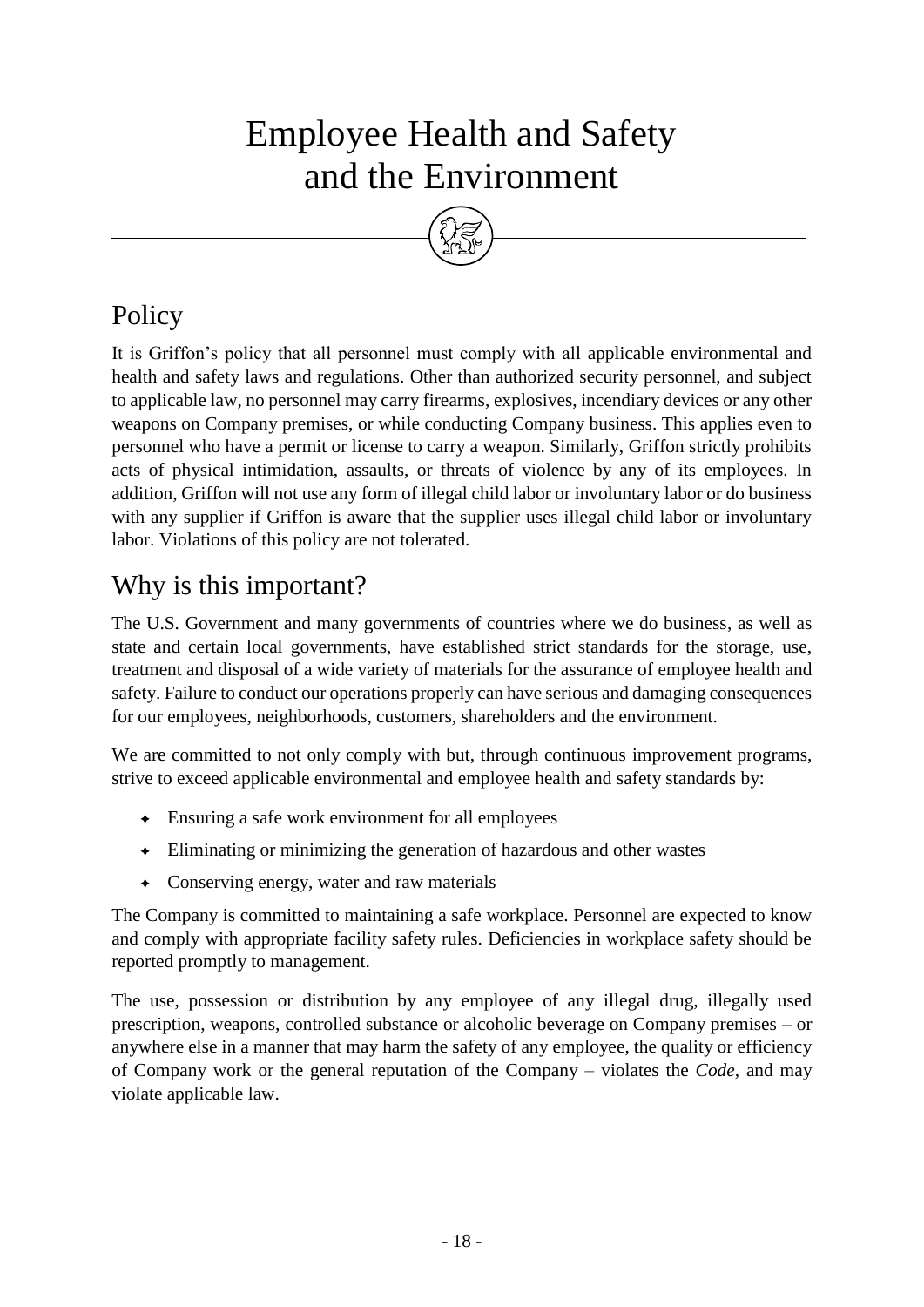# Employee Health and Safety and the Environment

## Policy

It is Griffon's policy that all personnel must comply with all applicable environmental and health and safety laws and regulations. Other than authorized security personnel, and subject to applicable law, no personnel may carry firearms, explosives, incendiary devices or any other weapons on Company premises, or while conducting Company business. This applies even to personnel who have a permit or license to carry a weapon. Similarly, Griffon strictly prohibits acts of physical intimidation, assaults, or threats of violence by any of its employees. In addition, Griffon will not use any form of illegal child labor or involuntary labor or do business with any supplier if Griffon is aware that the supplier uses illegal child labor or involuntary labor. Violations of this policy are not tolerated.

## Why is this important?

The U.S. Government and many governments of countries where we do business, as well as state and certain local governments, have established strict standards for the storage, use, treatment and disposal of a wide variety of materials for the assurance of employee health and safety. Failure to conduct our operations properly can have serious and damaging consequences for our employees, neighborhoods, customers, shareholders and the environment.

We are committed to not only comply with but, through continuous improvement programs, strive to exceed applicable environmental and employee health and safety standards by:

- Ensuring a safe work environment for all employees
- Eliminating or minimizing the generation of hazardous and other wastes
- Conserving energy, water and raw materials

The Company is committed to maintaining a safe workplace. Personnel are expected to know and comply with appropriate facility safety rules. Deficiencies in workplace safety should be reported promptly to management.

The use, possession or distribution by any employee of any illegal drug, illegally used prescription, weapons, controlled substance or alcoholic beverage on Company premises – or anywhere else in a manner that may harm the safety of any employee, the quality or efficiency of Company work or the general reputation of the Company – violates the *Code*, and may violate applicable law.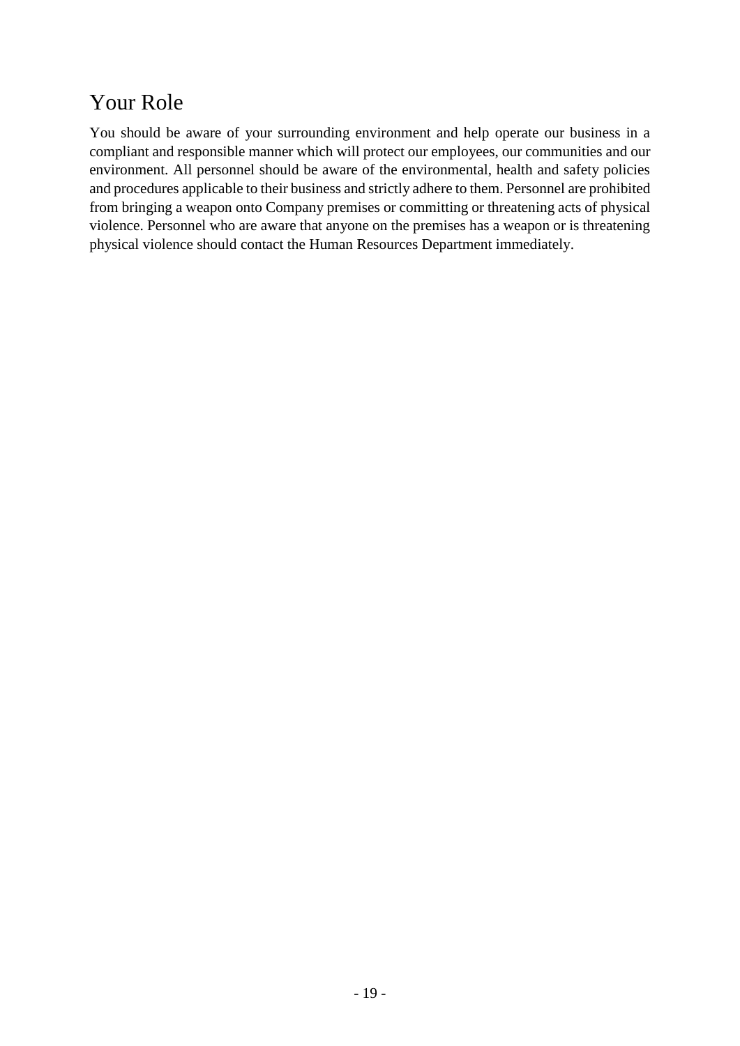## Your Role

You should be aware of your surrounding environment and help operate our business in a compliant and responsible manner which will protect our employees, our communities and our environment. All personnel should be aware of the environmental, health and safety policies and procedures applicable to their business and strictly adhere to them. Personnel are prohibited from bringing a weapon onto Company premises or committing or threatening acts of physical violence. Personnel who are aware that anyone on the premises has a weapon or is threatening physical violence should contact the Human Resources Department immediately.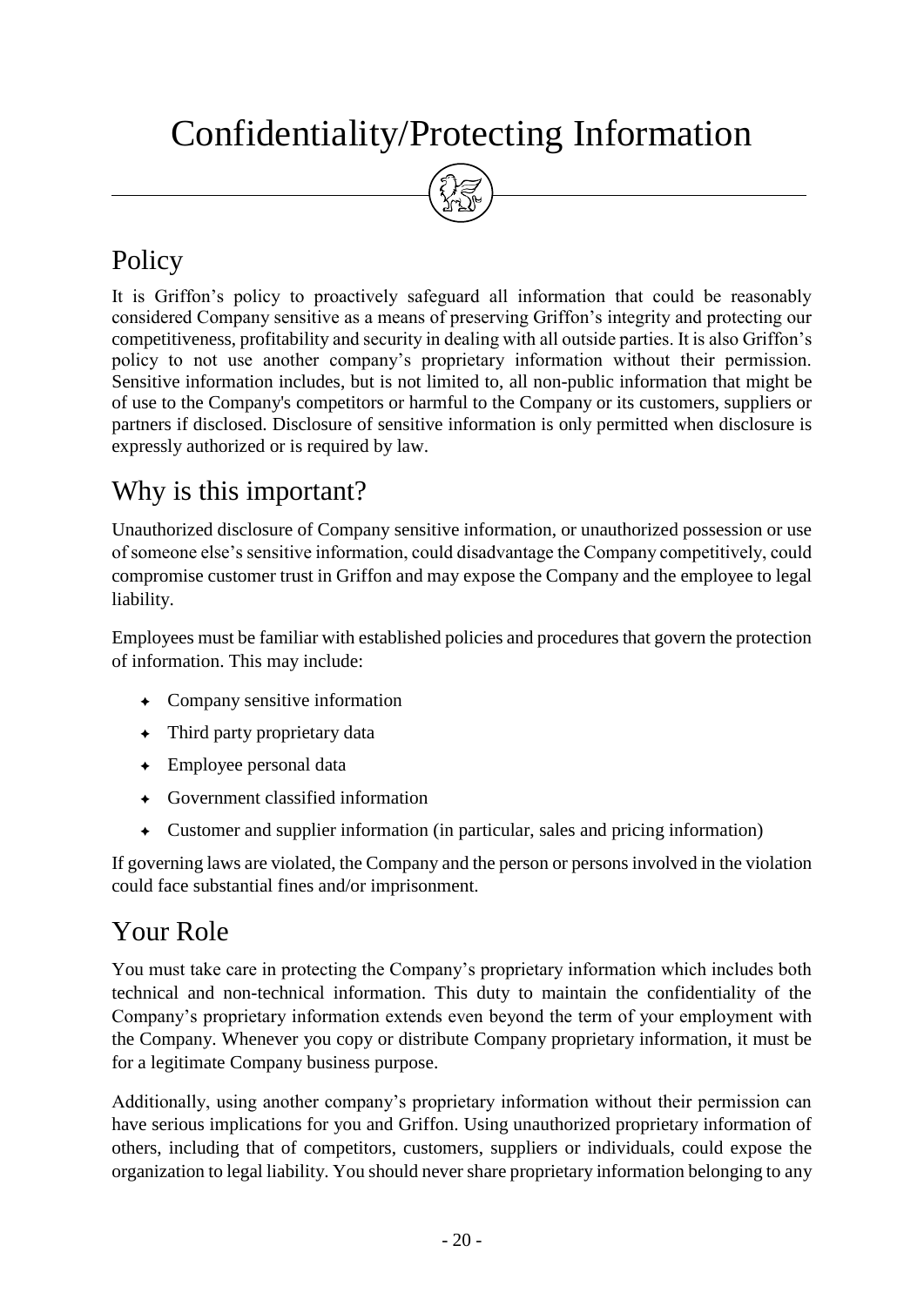# Confidentiality/Protecting Information

## Policy

It is Griffon's policy to proactively safeguard all information that could be reasonably considered Company sensitive as a means of preserving Griffon's integrity and protecting our competitiveness, profitability and security in dealing with all outside parties. It is also Griffon's policy to not use another company's proprietary information without their permission. Sensitive information includes, but is not limited to, all non-public information that might be of use to the Company's competitors or harmful to the Company or its customers, suppliers or partners if disclosed. Disclosure of sensitive information is only permitted when disclosure is expressly authorized or is required by law.

## Why is this important?

Unauthorized disclosure of Company sensitive information, or unauthorized possession or use of someone else's sensitive information, could disadvantage the Company competitively, could compromise customer trust in Griffon and may expose the Company and the employee to legal liability.

Employees must be familiar with established policies and procedures that govern the protection of information. This may include:

- Company sensitive information
- Third party proprietary data
- Employee personal data
- Government classified information
- Customer and supplier information (in particular, sales and pricing information)

If governing laws are violated, the Company and the person or persons involved in the violation could face substantial fines and/or imprisonment.

## Your Role

You must take care in protecting the Company's proprietary information which includes both technical and non-technical information. This duty to maintain the confidentiality of the Company's proprietary information extends even beyond the term of your employment with the Company. Whenever you copy or distribute Company proprietary information, it must be for a legitimate Company business purpose.

Additionally, using another company's proprietary information without their permission can have serious implications for you and Griffon. Using unauthorized proprietary information of others, including that of competitors, customers, suppliers or individuals, could expose the organization to legal liability. You should never share proprietary information belonging to any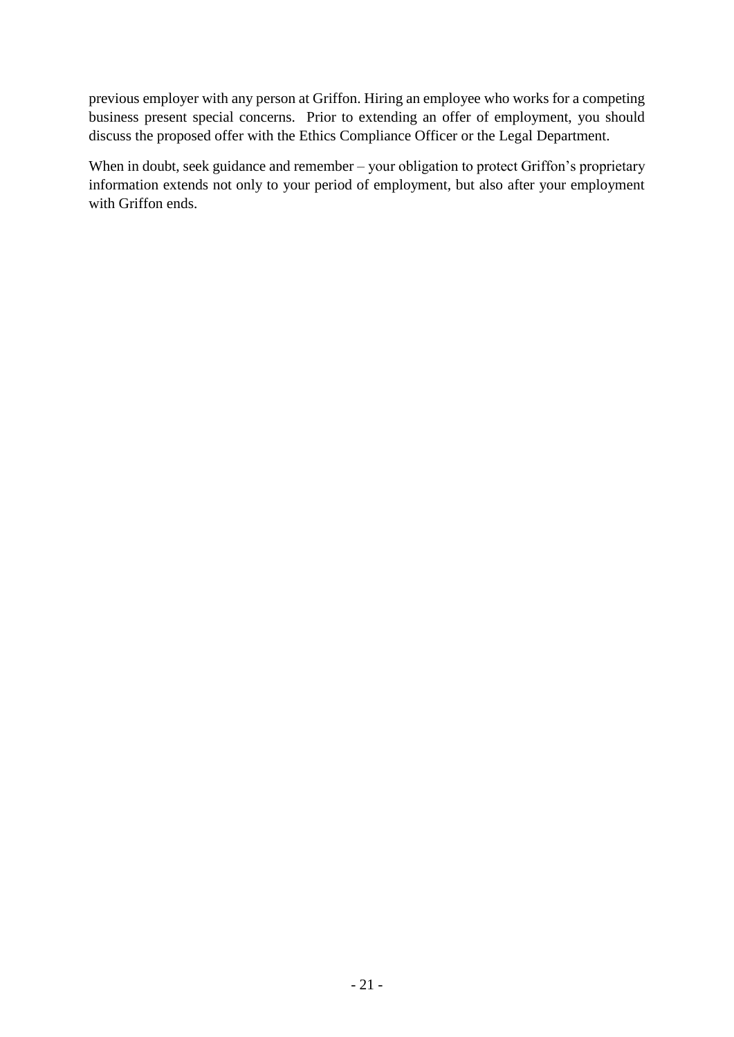previous employer with any person at Griffon. Hiring an employee who works for a competing business present special concerns. Prior to extending an offer of employment, you should discuss the proposed offer with the Ethics Compliance Officer or the Legal Department.

When in doubt, seek guidance and remember – your obligation to protect Griffon's proprietary information extends not only to your period of employment, but also after your employment with Griffon ends.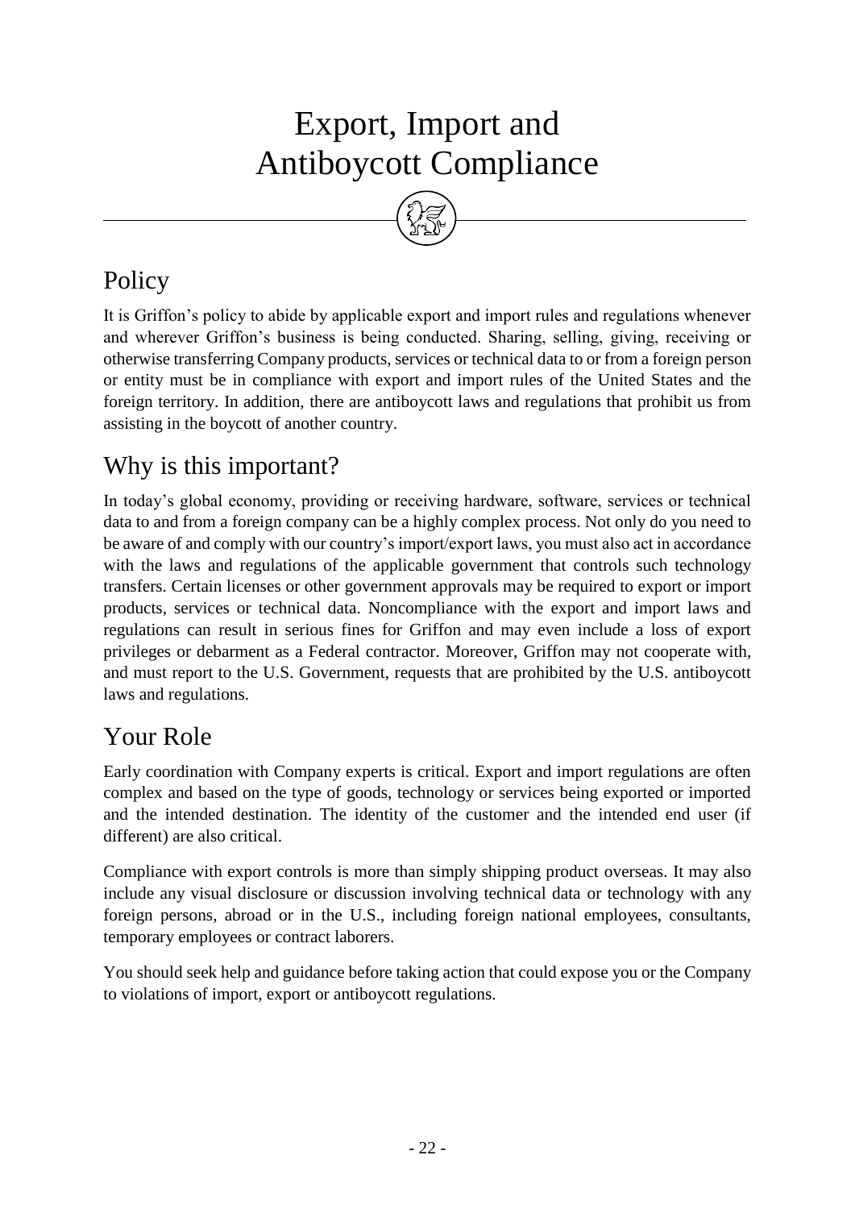# Export, Import and Antiboycott Compliance

## Policy

It is Griffon's policy to abide by applicable export and import rules and regulations whenever and wherever Griffon's business is being conducted. Sharing, selling, giving, receiving or otherwise transferring Company products, services or technical data to or from a foreign person or entity must be in compliance with export and import rules of the United States and the foreign territory. In addition, there are antiboycott laws and regulations that prohibit us from assisting in the boycott of another country.

## Why is this important?

In today's global economy, providing or receiving hardware, software, services or technical data to and from a foreign company can be a highly complex process. Not only do you need to be aware of and comply with our country's import/export laws, you must also act in accordance with the laws and regulations of the applicable government that controls such technology transfers. Certain licenses or other government approvals may be required to export or import products, services or technical data. Noncompliance with the export and import laws and regulations can result in serious fines for Griffon and may even include a loss of export privileges or debarment as a Federal contractor. Moreover, Griffon may not cooperate with, and must report to the U.S. Government, requests that are prohibited by the U.S. antiboycott laws and regulations.

## Your Role

Early coordination with Company experts is critical. Export and import regulations are often complex and based on the type of goods, technology or services being exported or imported and the intended destination. The identity of the customer and the intended end user (if different) are also critical.

Compliance with export controls is more than simply shipping product overseas. It may also include any visual disclosure or discussion involving technical data or technology with any foreign persons, abroad or in the U.S., including foreign national employees, consultants, temporary employees or contract laborers.

You should seek help and guidance before taking action that could expose you or the Company to violations of import, export or antiboycott regulations.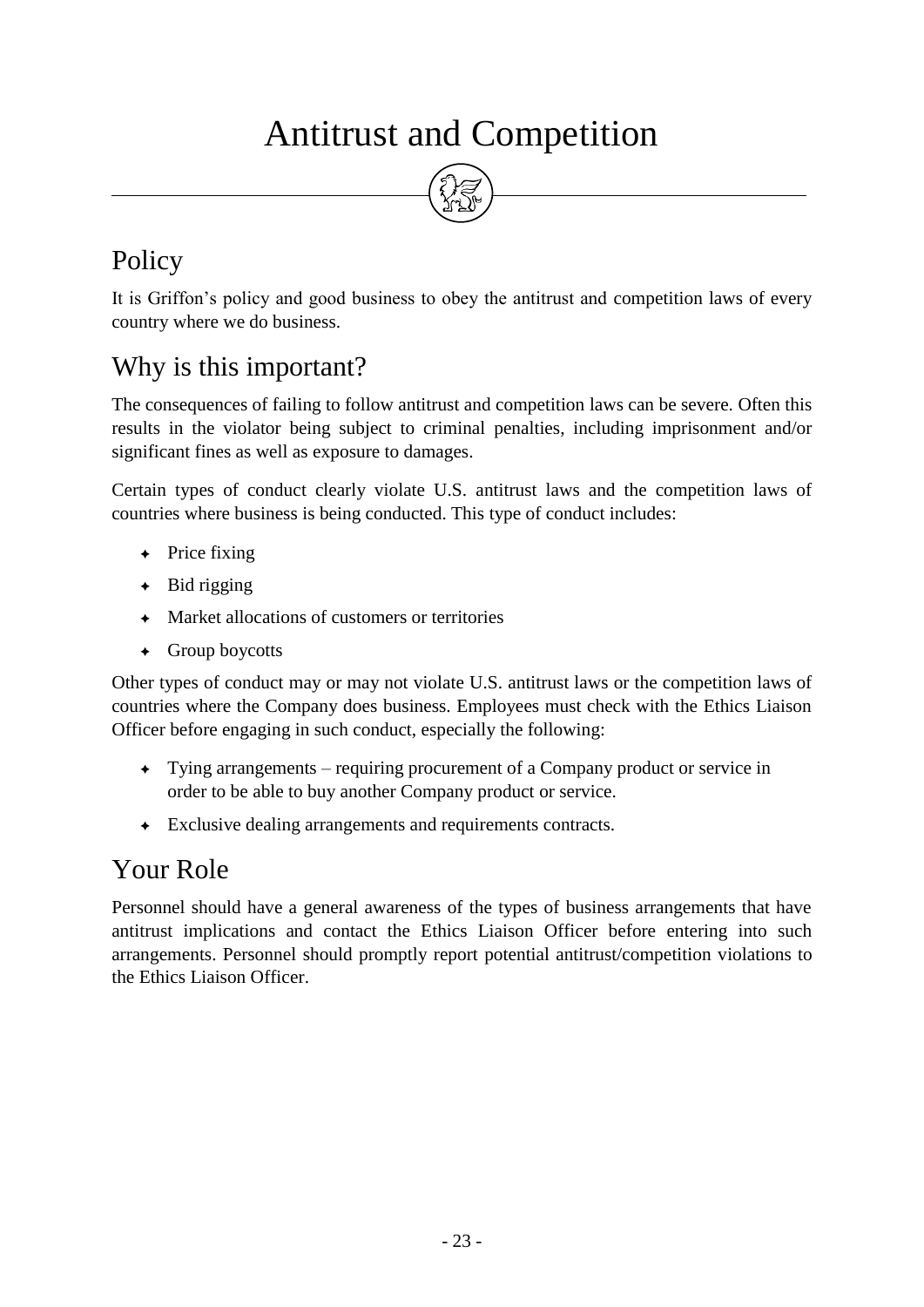# Antitrust and Competition

## Policy

It is Griffon's policy and good business to obey the antitrust and competition laws of every country where we do business.

## Why is this important?

The consequences of failing to follow antitrust and competition laws can be severe. Often this results in the violator being subject to criminal penalties, including imprisonment and/or significant fines as well as exposure to damages.

Certain types of conduct clearly violate U.S. antitrust laws and the competition laws of countries where business is being conducted. This type of conduct includes:

- Price fixing
- Bid rigging
- Market allocations of customers or territories
- Group boycotts

Other types of conduct may or may not violate U.S. antitrust laws or the competition laws of countries where the Company does business. Employees must check with the Ethics Liaison Officer before engaging in such conduct, especially the following:

- Tying arrangements – requiring procurement of a Company product or service in order to be able to buy another Company product or service.
- Exclusive dealing arrangements and requirements contracts.

## Your Role

Personnel should have a general awareness of the types of business arrangements that have antitrust implications and contact the Ethics Liaison Officer before entering into such arrangements. Personnel should promptly report potential antitrust/competition violations to the Ethics Liaison Officer.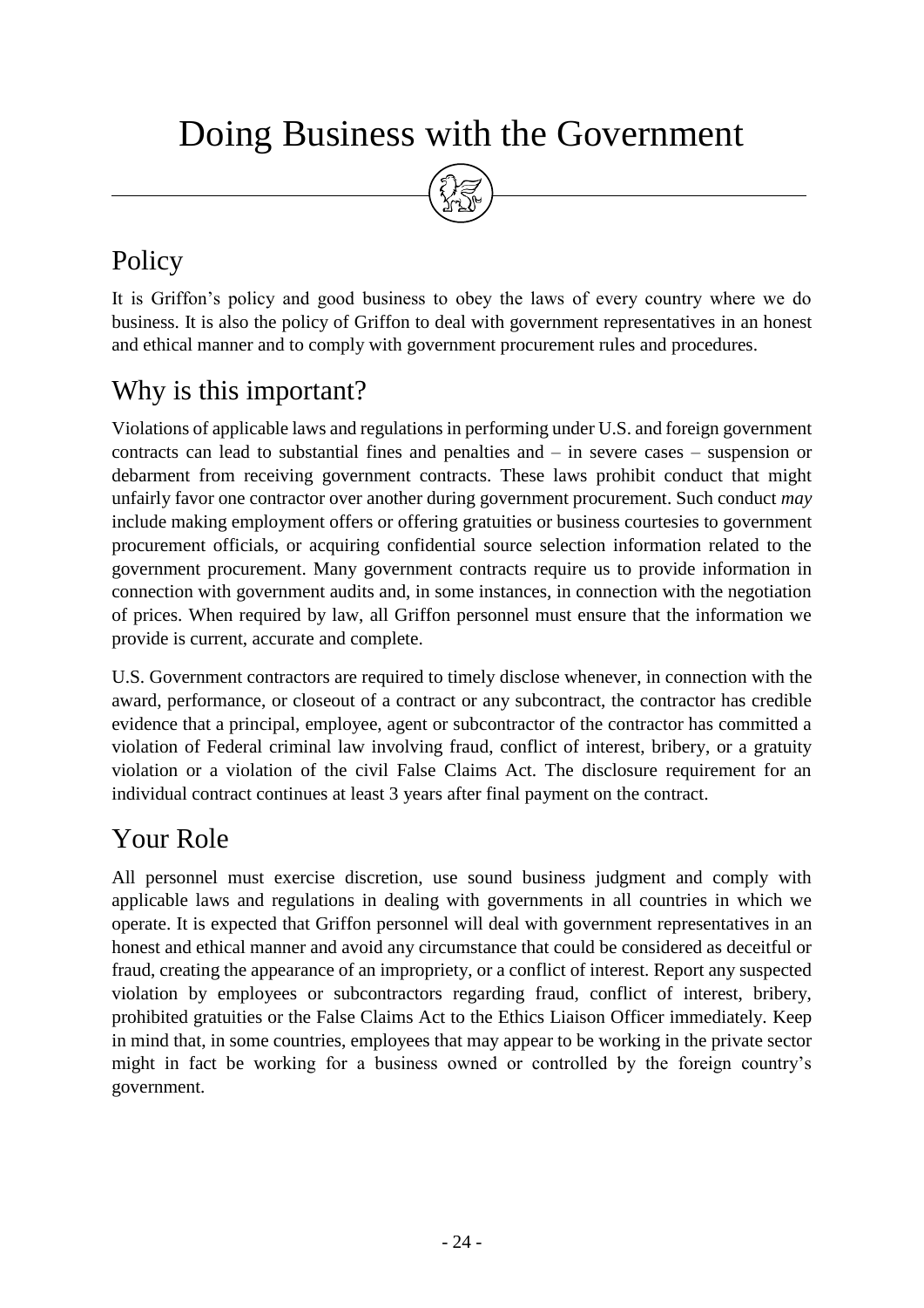# Doing Business with the Government

## Policy

It is Griffon's policy and good business to obey the laws of every country where we do business. It is also the policy of Griffon to deal with government representatives in an honest and ethical manner and to comply with government procurement rules and procedures.

## Why is this important?

Violations of applicable laws and regulations in performing under U.S. and foreign government contracts can lead to substantial fines and penalties and – in severe cases – suspension or debarment from receiving government contracts. These laws prohibit conduct that might unfairly favor one contractor over another during government procurement. Such conduct *may* include making employment offers or offering gratuities or business courtesies to government procurement officials, or acquiring confidential source selection information related to the government procurement. Many government contracts require us to provide information in connection with government audits and, in some instances, in connection with the negotiation of prices. When required by law, all Griffon personnel must ensure that the information we provide is current, accurate and complete.

U.S. Government contractors are required to timely disclose whenever, in connection with the award, performance, or closeout of a contract or any subcontract, the contractor has credible evidence that a principal, employee, agent or subcontractor of the contractor has committed a violation of Federal criminal law involving fraud, conflict of interest, bribery, or a gratuity violation or a violation of the civil False Claims Act. The disclosure requirement for an individual contract continues at least 3 years after final payment on the contract.

## Your Role

All personnel must exercise discretion, use sound business judgment and comply with applicable laws and regulations in dealing with governments in all countries in which we operate. It is expected that Griffon personnel will deal with government representatives in an honest and ethical manner and avoid any circumstance that could be considered as deceitful or fraud, creating the appearance of an impropriety, or a conflict of interest. Report any suspected violation by employees or subcontractors regarding fraud, conflict of interest, bribery, prohibited gratuities or the False Claims Act to the Ethics Liaison Officer immediately. Keep in mind that, in some countries, employees that may appear to be working in the private sector might in fact be working for a business owned or controlled by the foreign country's government.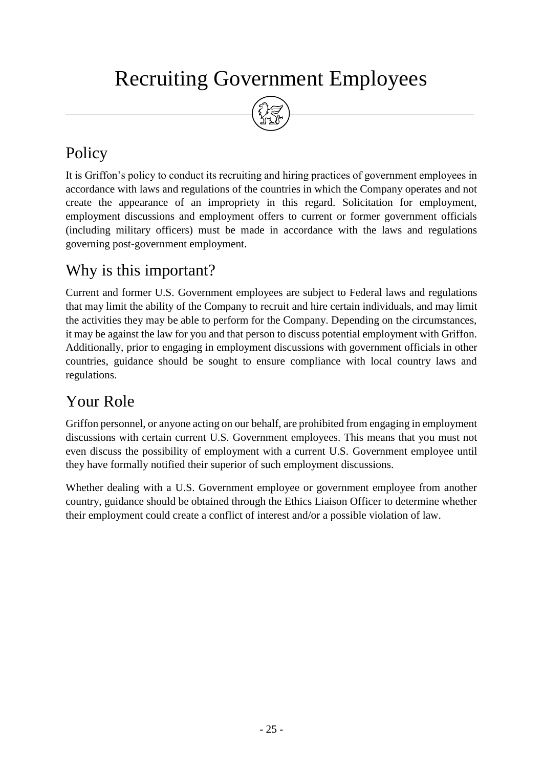# Recruiting Government Employees

## Policy

It is Griffon's policy to conduct its recruiting and hiring practices of government employees in accordance with laws and regulations of the countries in which the Company operates and not create the appearance of an impropriety in this regard. Solicitation for employment, employment discussions and employment offers to current or former government officials (including military officers) must be made in accordance with the laws and regulations governing post-government employment.

## Why is this important?

Current and former U.S. Government employees are subject to Federal laws and regulations that may limit the ability of the Company to recruit and hire certain individuals, and may limit the activities they may be able to perform for the Company. Depending on the circumstances, it may be against the law for you and that person to discuss potential employment with Griffon. Additionally, prior to engaging in employment discussions with government officials in other countries, guidance should be sought to ensure compliance with local country laws and regulations.

## Your Role

Griffon personnel, or anyone acting on our behalf, are prohibited from engaging in employment discussions with certain current U.S. Government employees. This means that you must not even discuss the possibility of employment with a current U.S. Government employee until they have formally notified their superior of such employment discussions.

Whether dealing with a U.S. Government employee or government employee from another country, guidance should be obtained through the Ethics Liaison Officer to determine whether their employment could create a conflict of interest and/or a possible violation of law.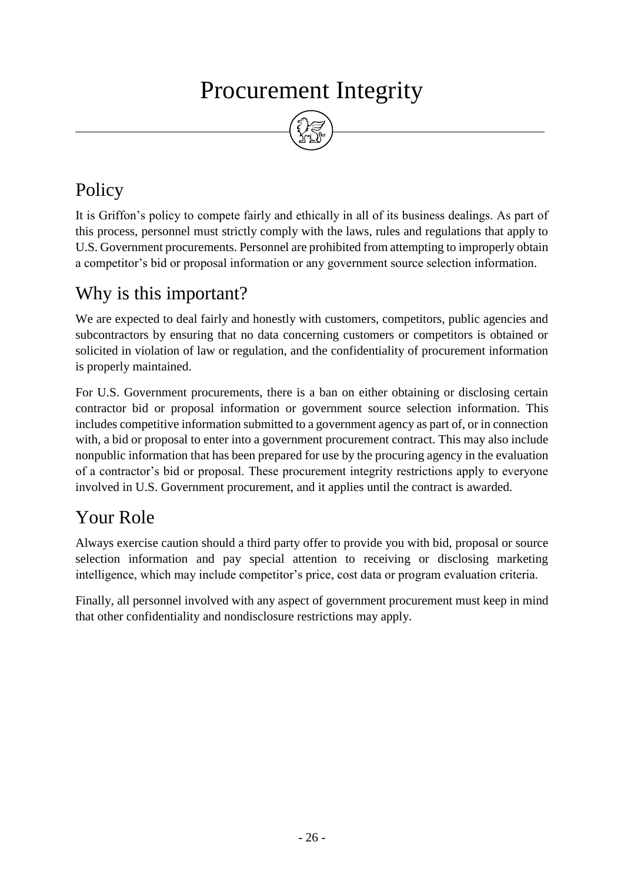# Procurement Integrity

## Policy

It is Griffon's policy to compete fairly and ethically in all of its business dealings. As part of this process, personnel must strictly comply with the laws, rules and regulations that apply to U.S. Government procurements. Personnel are prohibited from attempting to improperly obtain a competitor's bid or proposal information or any government source selection information.

## Why is this important?

We are expected to deal fairly and honestly with customers, competitors, public agencies and subcontractors by ensuring that no data concerning customers or competitors is obtained or solicited in violation of law or regulation, and the confidentiality of procurement information is properly maintained.

For U.S. Government procurements, there is a ban on either obtaining or disclosing certain contractor bid or proposal information or government source selection information. This includes competitive information submitted to a government agency as part of, or in connection with, a bid or proposal to enter into a government procurement contract. This may also include nonpublic information that has been prepared for use by the procuring agency in the evaluation of a contractor's bid or proposal. These procurement integrity restrictions apply to everyone involved in U.S. Government procurement, and it applies until the contract is awarded.

## Your Role

Always exercise caution should a third party offer to provide you with bid, proposal or source selection information and pay special attention to receiving or disclosing marketing intelligence, which may include competitor's price, cost data or program evaluation criteria.

Finally, all personnel involved with any aspect of government procurement must keep in mind that other confidentiality and nondisclosure restrictions may apply.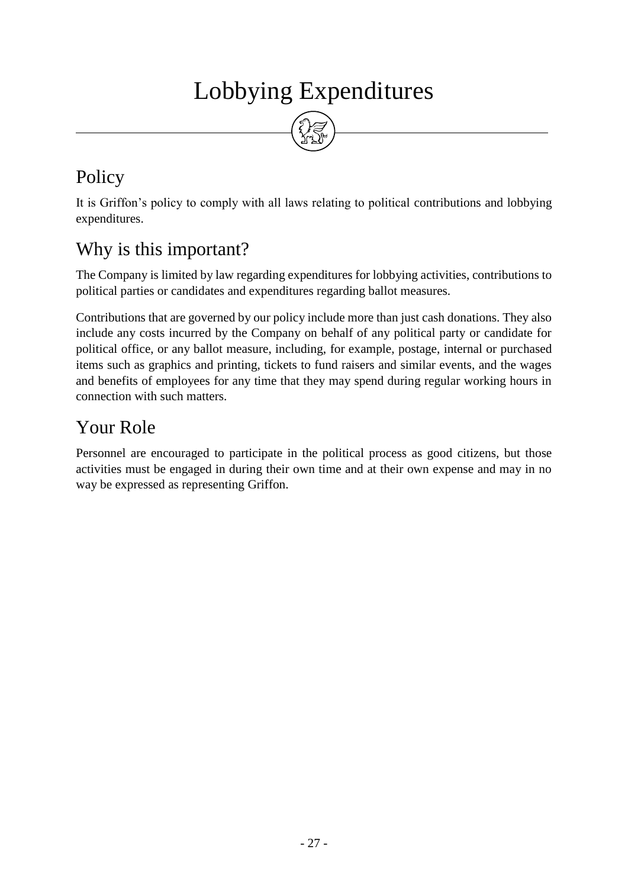# Lobbying Expenditures

## Policy

It is Griffon's policy to comply with all laws relating to political contributions and lobbying expenditures.

## Why is this important?

The Company is limited by law regarding expenditures for lobbying activities, contributions to political parties or candidates and expenditures regarding ballot measures.

Contributions that are governed by our policy include more than just cash donations. They also include any costs incurred by the Company on behalf of any political party or candidate for political office, or any ballot measure, including, for example, postage, internal or purchased items such as graphics and printing, tickets to fund raisers and similar events, and the wages and benefits of employees for any time that they may spend during regular working hours in connection with such matters.

## Your Role

Personnel are encouraged to participate in the political process as good citizens, but those activities must be engaged in during their own time and at their own expense and may in no way be expressed as representing Griffon.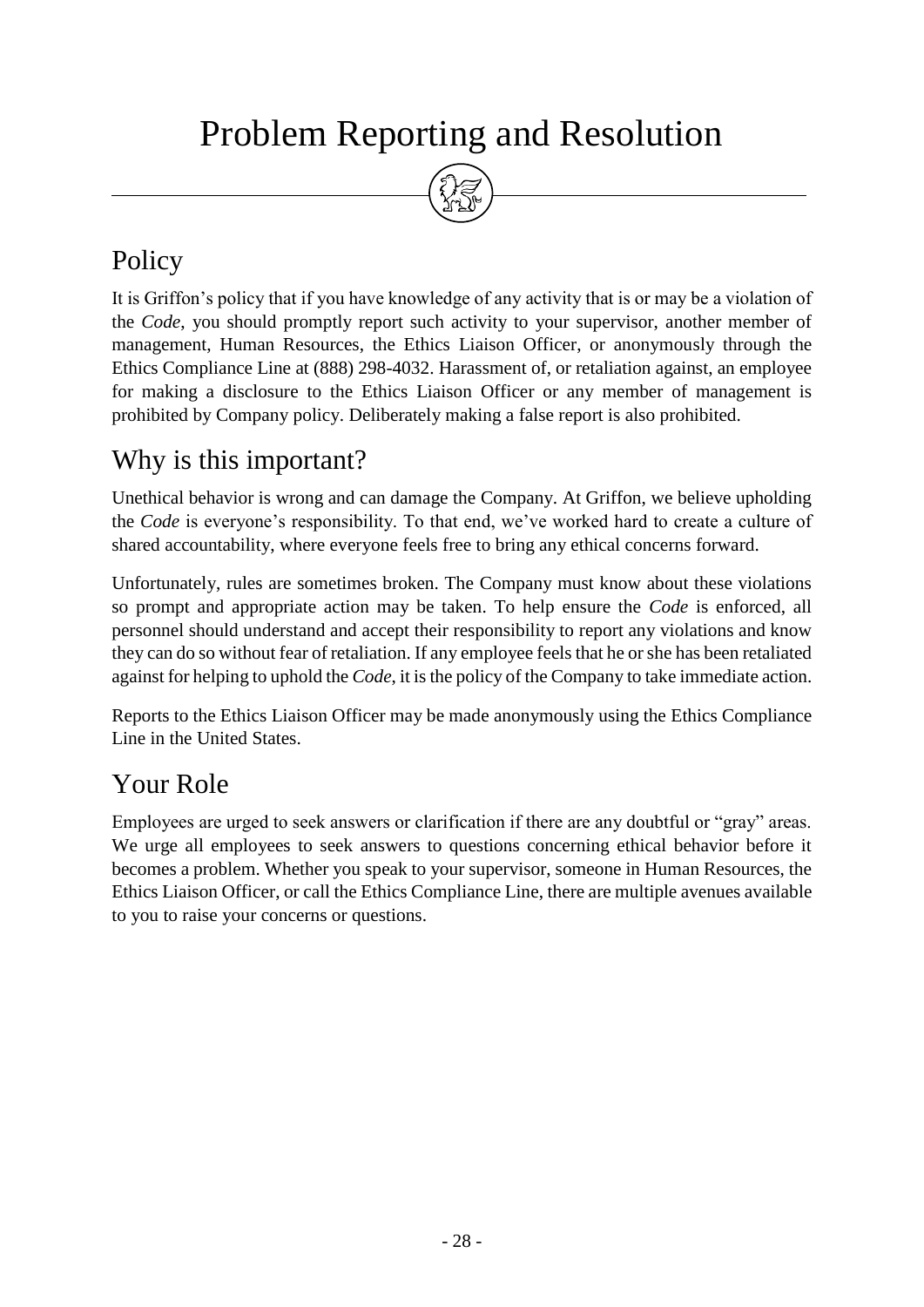# Problem Reporting and Resolution

## Policy

It is Griffon's policy that if you have knowledge of any activity that is or may be a violation of the *Code*, you should promptly report such activity to your supervisor, another member of management, Human Resources, the Ethics Liaison Officer, or anonymously through the Ethics Compliance Line at (888) 298-4032. Harassment of, or retaliation against, an employee for making a disclosure to the Ethics Liaison Officer or any member of management is prohibited by Company policy. Deliberately making a false report is also prohibited.

## Why is this important?

Unethical behavior is wrong and can damage the Company. At Griffon, we believe upholding the *Code* is everyone's responsibility. To that end, we've worked hard to create a culture of shared accountability, where everyone feels free to bring any ethical concerns forward.

Unfortunately, rules are sometimes broken. The Company must know about these violations so prompt and appropriate action may be taken. To help ensure the *Code* is enforced, all personnel should understand and accept their responsibility to report any violations and know they can do so without fear of retaliation. If any employee feels that he or she has been retaliated against for helping to uphold the *Code*, it is the policy of the Company to take immediate action.

Reports to the Ethics Liaison Officer may be made anonymously using the Ethics Compliance Line in the United States.

## Your Role

Employees are urged to seek answers or clarification if there are any doubtful or "gray" areas. We urge all employees to seek answers to questions concerning ethical behavior before it becomes a problem. Whether you speak to your supervisor, someone in Human Resources, the Ethics Liaison Officer, or call the Ethics Compliance Line, there are multiple avenues available to you to raise your concerns or questions.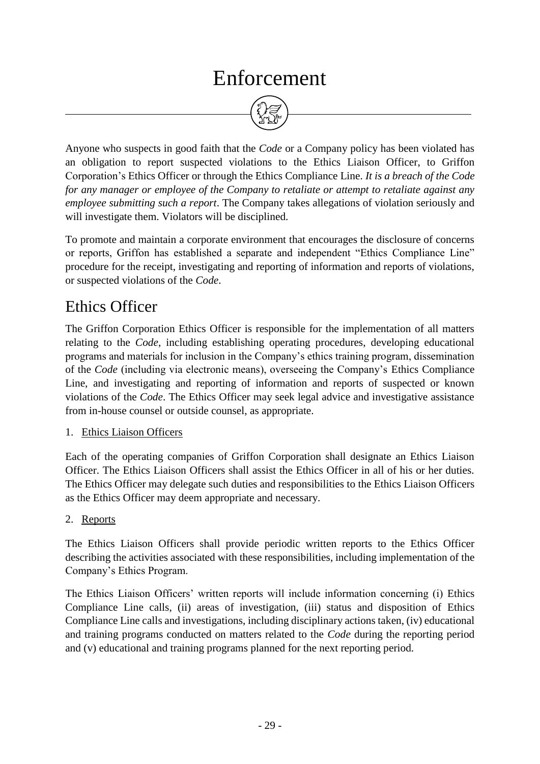# Enforcement

Anyone who suspects in good faith that the *Code* or a Company policy has been violated has an obligation to report suspected violations to the Ethics Liaison Officer, to Griffon Corporation's Ethics Officer or through the Ethics Compliance Line. *It is a breach of the Code for any manager or employee of the Company to retaliate or attempt to retaliate against any employee submitting such a report*. The Company takes allegations of violation seriously and will investigate them. Violators will be disciplined.

To promote and maintain a corporate environment that encourages the disclosure of concerns or reports, Griffon has established a separate and independent "Ethics Compliance Line" procedure for the receipt, investigating and reporting of information and reports of violations, or suspected violations of the *Code*.

## Ethics Officer

The Griffon Corporation Ethics Officer is responsible for the implementation of all matters relating to the *Code*, including establishing operating procedures, developing educational programs and materials for inclusion in the Company's ethics training program, dissemination of the *Code* (including via electronic means), overseeing the Company's Ethics Compliance Line, and investigating and reporting of information and reports of suspected or known violations of the *Code*. The Ethics Officer may seek legal advice and investigative assistance from in-house counsel or outside counsel, as appropriate.

1. <u>Ethics Liaison Officers</u>

Each of the operating companies of Griffon Corporation shall designate an Ethics Liaison Officer. The Ethics Liaison Officers shall assist the Ethics Officer in all of his or her duties. The Ethics Officer may delegate such duties and responsibilities to the Ethics Liaison Officers as the Ethics Officer may deem appropriate and necessary.

2. <u>Reports</u>

The Ethics Liaison Officers shall provide periodic written reports to the Ethics Officer describing the activities associated with these responsibilities, including implementation of the Company's Ethics Program.

The Ethics Liaison Officers' written reports will include information concerning (i) Ethics Compliance Line calls, (ii) areas of investigation, (iii) status and disposition of Ethics Compliance Line calls and investigations, including disciplinary actions taken, (iv) educational and training programs conducted on matters related to the *Code* during the reporting period and (v) educational and training programs planned for the next reporting period.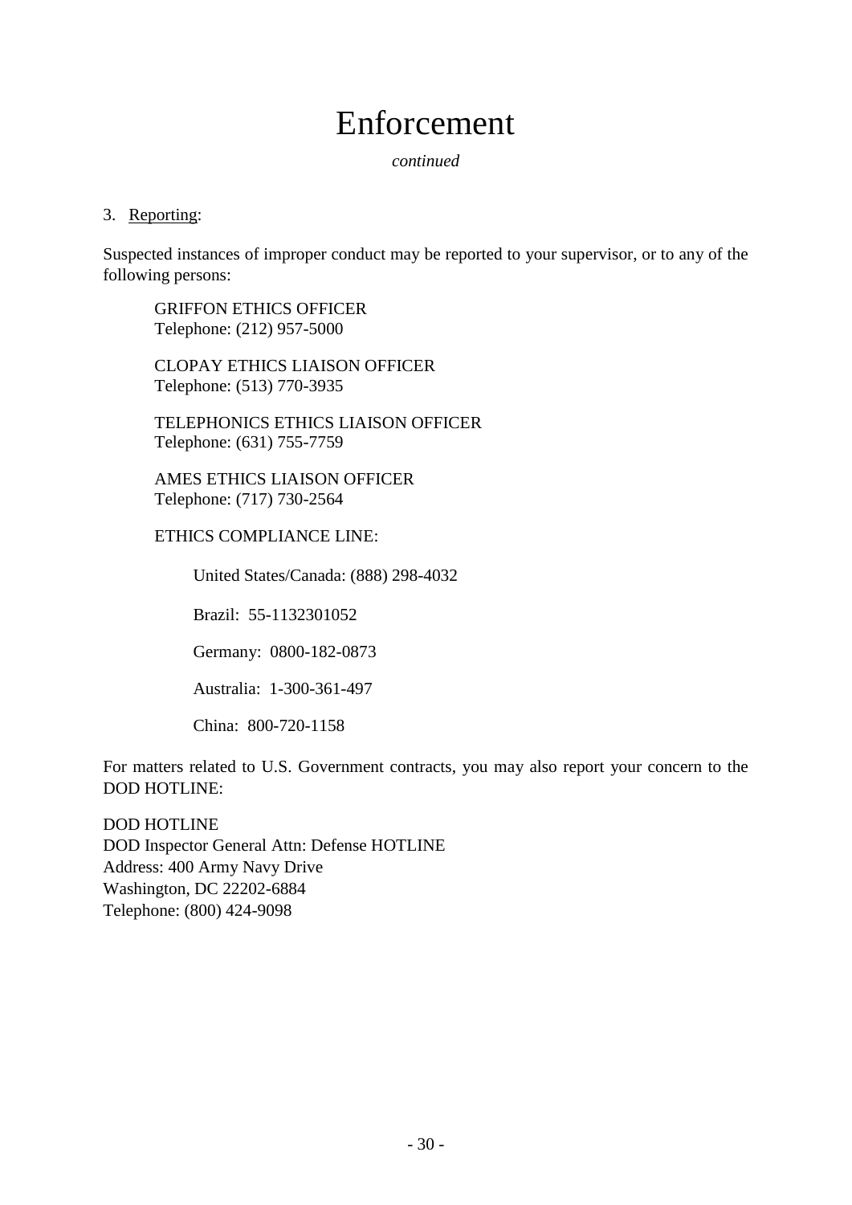# Enforcement

*continued*

3. Reporting:

Suspected instances of improper conduct may be reported to your supervisor, or to any of the following persons:

GRIFFON ETHICS OFFICER
Telephone: (212) 957-5000

CLOPAY ETHICS LIAISON OFFICER
Telephone: (513) 770-3935

TELEPHONICS ETHICS LIAISON OFFICER
Telephone: (631) 755-7759

AMES ETHICS LIAISON OFFICER
Telephone: (717) 730-2564

ETHICS COMPLIANCE LINE:

United States/Canada: (888) 298-4032

Brazil: 55-1132301052

Germany: 0800-182-0873

Australia: 1-300-361-497

China: 800-720-1158

For matters related to U.S. Government contracts, you may also report your concern to the DOD HOTLINE:

DOD HOTLINE
DOD Inspector General Attn: Defense HOTLINE
Address: 400 Army Navy Drive
Washington, DC 22202-6884
Telephone: (800) 424-9098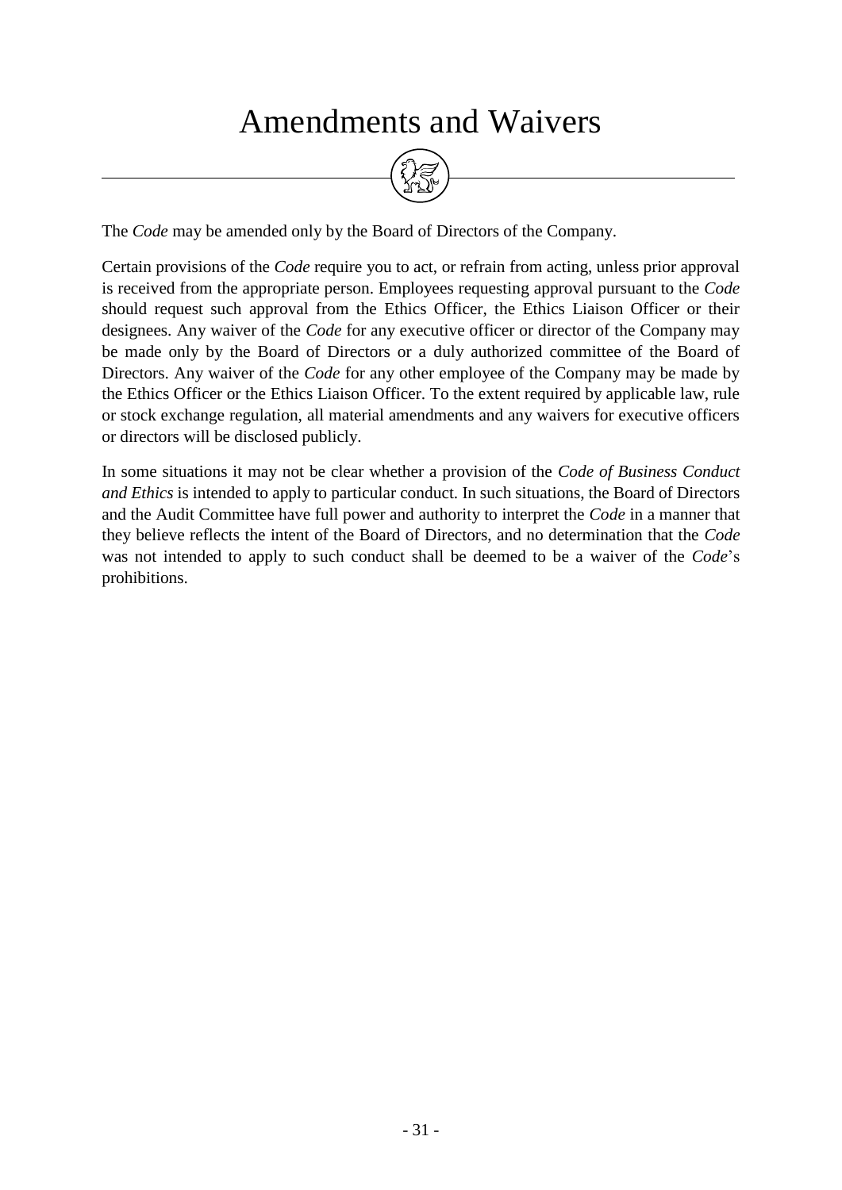# Amendments and Waivers

The *Code* may be amended only by the Board of Directors of the Company.

Certain provisions of the *Code* require you to act, or refrain from acting, unless prior approval is received from the appropriate person. Employees requesting approval pursuant to the *Code* should request such approval from the Ethics Officer, the Ethics Liaison Officer or their designees. Any waiver of the *Code* for any executive officer or director of the Company may be made only by the Board of Directors or a duly authorized committee of the Board of Directors. Any waiver of the *Code* for any other employee of the Company may be made by the Ethics Officer or the Ethics Liaison Officer. To the extent required by applicable law, rule or stock exchange regulation, all material amendments and any waivers for executive officers or directors will be disclosed publicly.

In some situations it may not be clear whether a provision of the *Code of Business Conduct and Ethics* is intended to apply to particular conduct. In such situations, the Board of Directors and the Audit Committee have full power and authority to interpret the *Code* in a manner that they believe reflects the intent of the Board of Directors, and no determination that the *Code* was not intended to apply to such conduct shall be deemed to be a waiver of the *Code*'s prohibitions.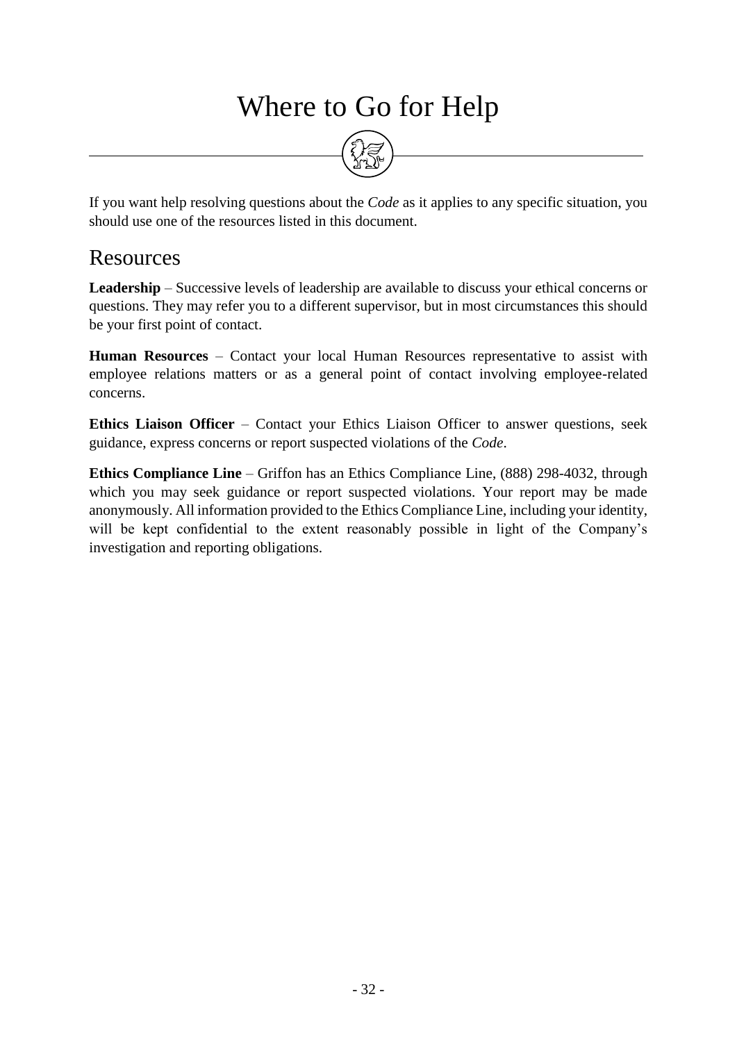# Where to Go for Help

If you want help resolving questions about the *Code* as it applies to any specific situation, you should use one of the resources listed in this document.

## Resources

**Leadership** – Successive levels of leadership are available to discuss your ethical concerns or questions. They may refer you to a different supervisor, but in most circumstances this should be your first point of contact.

**Human Resources** – Contact your local Human Resources representative to assist with employee relations matters or as a general point of contact involving employee-related concerns.

**Ethics Liaison Officer** – Contact your Ethics Liaison Officer to answer questions, seek guidance, express concerns or report suspected violations of the *Code*.

**Ethics Compliance Line** – Griffon has an Ethics Compliance Line, (888) 298-4032, through which you may seek guidance or report suspected violations. Your report may be made anonymously. All information provided to the Ethics Compliance Line, including your identity, will be kept confidential to the extent reasonably possible in light of the Company's investigation and reporting obligations.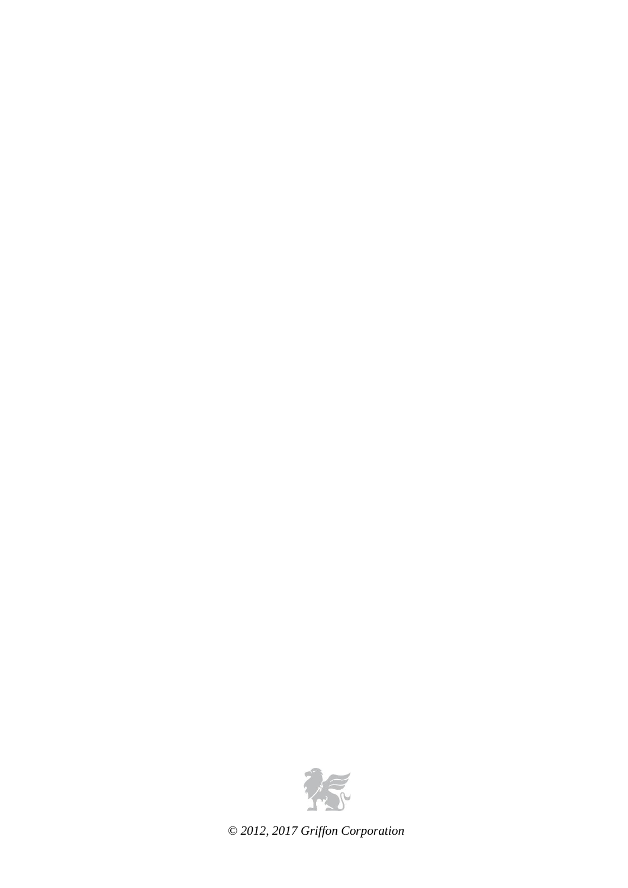*© 2012, 2017 Griffon Corporation*